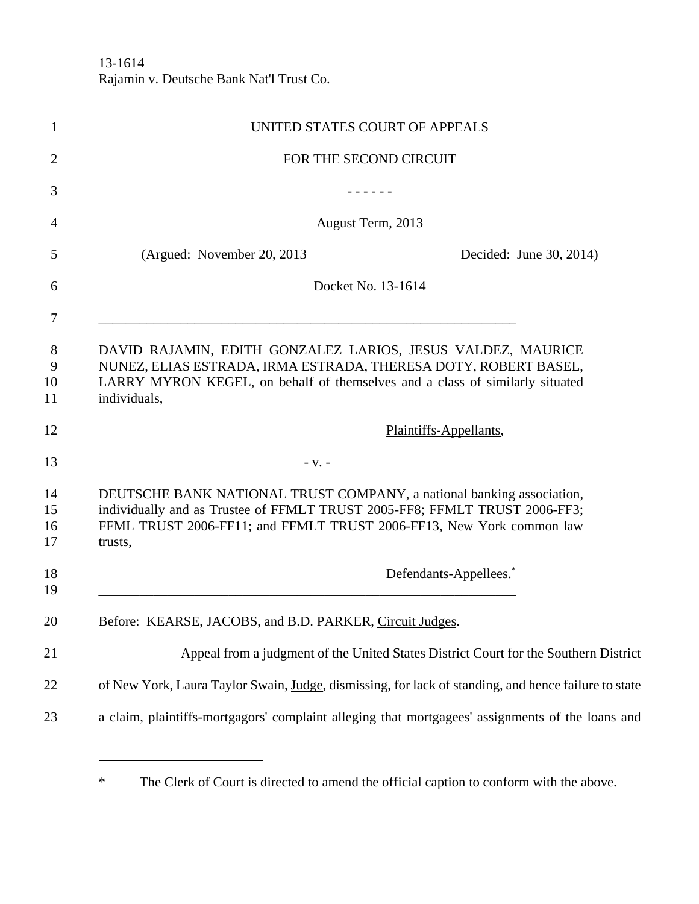13-1614
Rajamin v. Deutsche Bank Nat'l Trust Co.

UNITED STATES COURT OF APPEALS

FOR THE SECOND CIRCUIT

\- - - - - -

August Term, 2013

(Argued: November 20, 2013 Decided: June 30, 2014)

Docket No. 13-1614

---

DAVID RAJAMIN, EDITH GONZALEZ LARIOS, JESUS VALDEZ, MAURICE NUNEZ, ELIAS ESTRADA, IRMA ESTRADA, THERESA DOTY, ROBERT BASEL, LARRY MYRON KEGEL, on behalf of themselves and a class of similarly situated individuals,

<u>Plaintiffs-Appellants</u>,

\- v. -

DEUTSCHE BANK NATIONAL TRUST COMPANY, a national banking association, individually and as Trustee of FFMLT TRUST 2005-FF8; FFMLT TRUST 2006-FF3; FFML TRUST 2006-FF11; and FFMLT TRUST 2006-FF13, New York common law trusts,

<u>Defendants-Appellees</u>.*

---

Before: KEARSE, JACOBS, and B.D. PARKER, <u>Circuit Judges</u>.

Appeal from a judgment of the United States District Court for the Southern District of New York, Laura Taylor Swain, <u>Judge</u>, dismissing, for lack of standing, and hence failure to state a claim, plaintiffs-mortgagors' complaint alleging that mortgagees' assignments of the loans and

---

\* The Clerk of Court is directed to amend the official caption to conform with the above.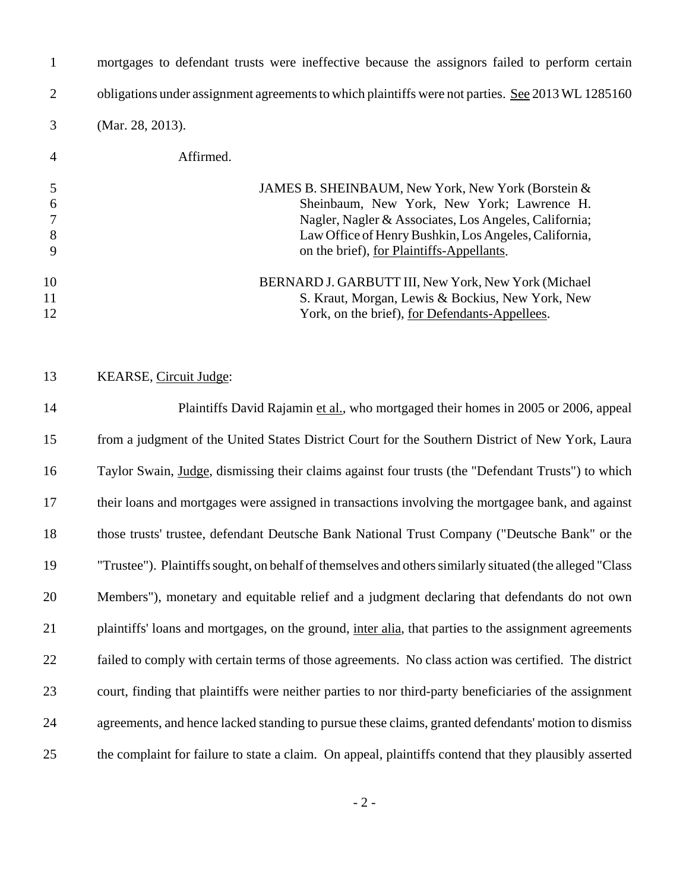mortgages to defendant trusts were ineffective because the assignors failed to perform certain obligations under assignment agreements to which plaintiffs were not parties. See 2013 WL 1285160 (Mar. 28, 2013).

Affirmed.

JAMES B. SHEINBAUM, New York, New York (Borstein & Sheinbaum, New York, New York; Lawrence H. Nagler, Nagler & Associates, Los Angeles, California; Law Office of Henry Bushkin, Los Angeles, California, on the brief), for Plaintiffs-Appellants.

BERNARD J. GARBUTT III, New York, New York (Michael S. Kraut, Morgan, Lewis & Bockius, New York, New York, on the brief), for Defendants-Appellees.

KEARSE, Circuit Judge:

Plaintiffs David Rajamin et al., who mortgaged their homes in 2005 or 2006, appeal from a judgment of the United States District Court for the Southern District of New York, Laura Taylor Swain, Judge, dismissing their claims against four trusts (the "Defendant Trusts") to which their loans and mortgages were assigned in transactions involving the mortgagee bank, and against those trusts' trustee, defendant Deutsche Bank National Trust Company ("Deutsche Bank" or the "Trustee"). Plaintiffs sought, on behalf of themselves and others similarly situated (the alleged "Class Members"), monetary and equitable relief and a judgment declaring that defendants do not own plaintiffs' loans and mortgages, on the ground, inter alia, that parties to the assignment agreements failed to comply with certain terms of those agreements. No class action was certified. The district court, finding that plaintiffs were neither parties to nor third-party beneficiaries of the assignment agreements, and hence lacked standing to pursue these claims, granted defendants' motion to dismiss the complaint for failure to state a claim. On appeal, plaintiffs contend that they plausibly asserted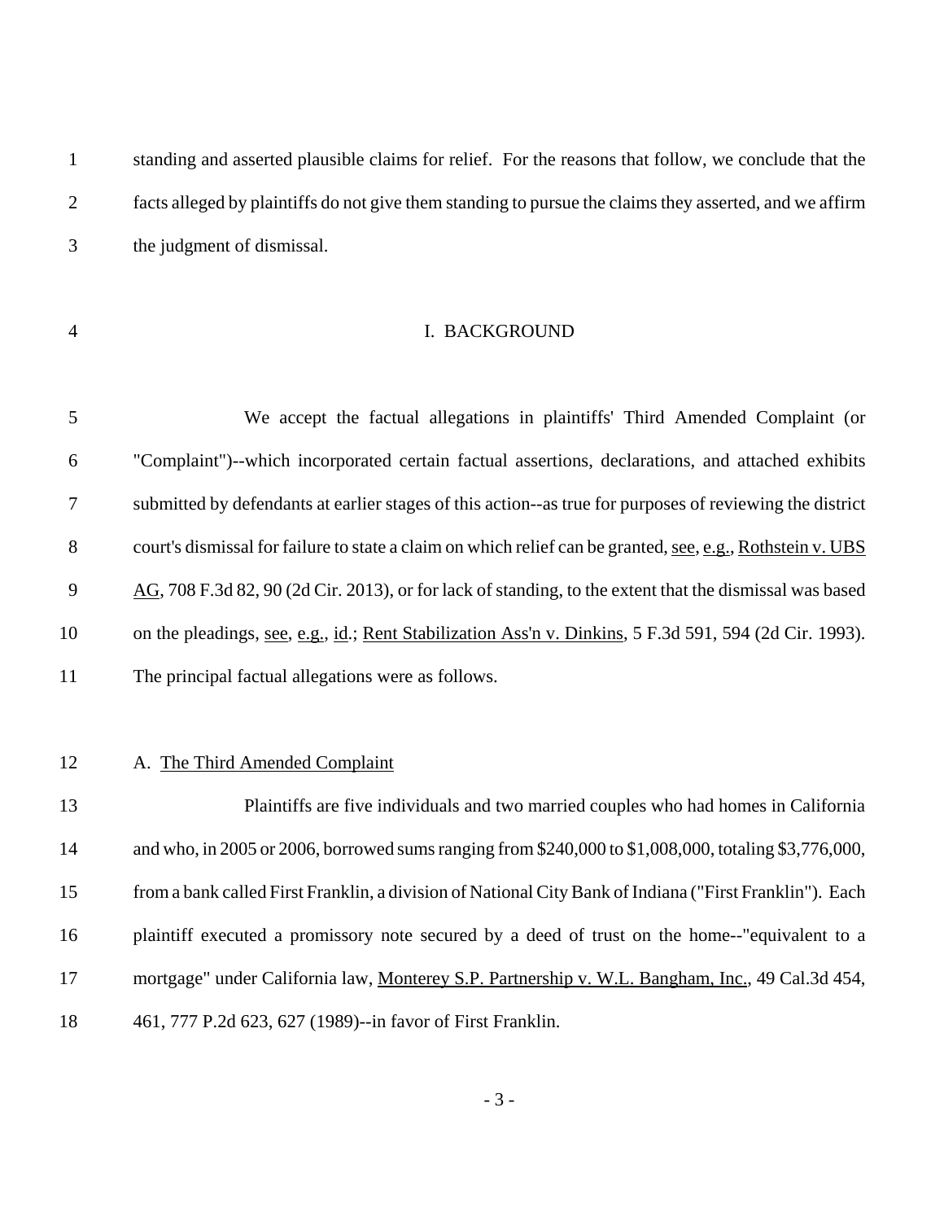standing and asserted plausible claims for relief. For the reasons that follow, we conclude that the facts alleged by plaintiffs do not give them standing to pursue the claims they asserted, and we affirm the judgment of dismissal.

## I. BACKGROUND

We accept the factual allegations in plaintiffs' Third Amended Complaint (or "Complaint")--which incorporated certain factual assertions, declarations, and attached exhibits submitted by defendants at earlier stages of this action--as true for purposes of reviewing the district court's dismissal for failure to state a claim on which relief can be granted, see, e.g., Rothstein v. UBS AG, 708 F.3d 82, 90 (2d Cir. 2013), or for lack of standing, to the extent that the dismissal was based on the pleadings, see, e.g., id.; Rent Stabilization Ass'n v. Dinkins, 5 F.3d 591, 594 (2d Cir. 1993). The principal factual allegations were as follows.

### A. The Third Amended Complaint

Plaintiffs are five individuals and two married couples who had homes in California and who, in 2005 or 2006, borrowed sums ranging from $240,000 to $1,008,000, totaling $3,776,000, from a bank called First Franklin, a division of National City Bank of Indiana ("First Franklin"). Each plaintiff executed a promissory note secured by a deed of trust on the home--"equivalent to a mortgage" under California law, Monterey S.P. Partnership v. W.L. Bangham, Inc., 49 Cal.3d 454, 461, 777 P.2d 623, 627 (1989)--in favor of First Franklin.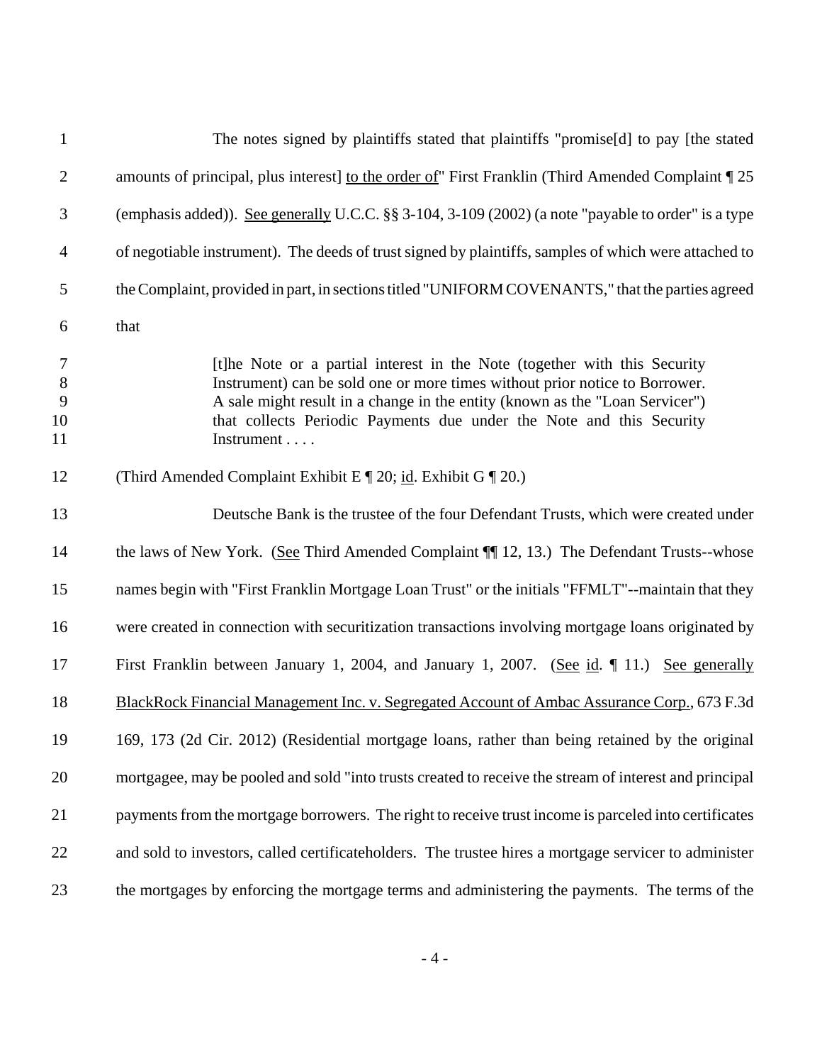The notes signed by plaintiffs stated that plaintiffs "promise[d] to pay [the stated amounts of principal, plus interest] <u>to the order of</u>" First Franklin (Third Amended Complaint ¶ 25 (emphasis added)). <u>See generally</u> U.C.C. §§ 3-104, 3-109 (2002) (a note "payable to order" is a type of negotiable instrument). The deeds of trust signed by plaintiffs, samples of which were attached to the Complaint, provided in part, in sections titled "UNIFORM COVENANTS," that the parties agreed that

> [t]he Note or a partial interest in the Note (together with this Security Instrument) can be sold one or more times without prior notice to Borrower. A sale might result in a change in the entity (known as the "Loan Servicer") that collects Periodic Payments due under the Note and this Security Instrument . . . .

(Third Amended Complaint Exhibit E ¶ 20; <u>id</u>. Exhibit G ¶ 20.)

Deutsche Bank is the trustee of the four Defendant Trusts, which were created under the laws of New York. (<u>See</u> Third Amended Complaint ¶¶ 12, 13.) The Defendant Trusts--whose names begin with "First Franklin Mortgage Loan Trust" or the initials "FFMLT"--maintain that they were created in connection with securitization transactions involving mortgage loans originated by First Franklin between January 1, 2004, and January 1, 2007. (<u>See id</u>. ¶ 11.) <u>See generally BlackRock Financial Management Inc. v. Segregated Account of Ambac Assurance Corp.</u>, 673 F.3d 169, 173 (2d Cir. 2012) (Residential mortgage loans, rather than being retained by the original mortgagee, may be pooled and sold "into trusts created to receive the stream of interest and principal payments from the mortgage borrowers. The right to receive trust income is parceled into certificates and sold to investors, called certificateholders. The trustee hires a mortgage servicer to administer the mortgages by enforcing the mortgage terms and administering the payments. The terms of the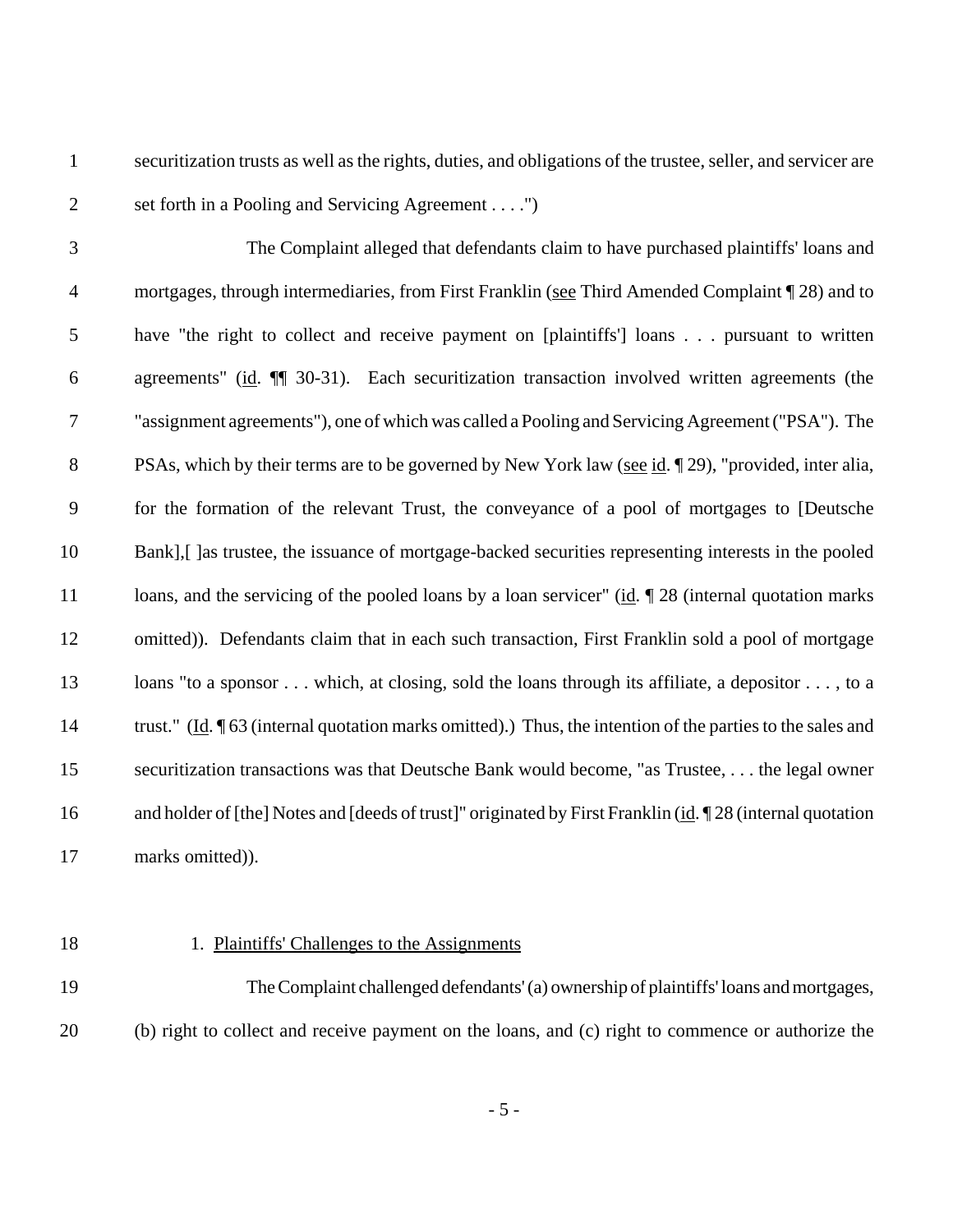securitization trusts as well as the rights, duties, and obligations of the trustee, seller, and servicer are set forth in a Pooling and Servicing Agreement . . . .")

The Complaint alleged that defendants claim to have purchased plaintiffs' loans and mortgages, through intermediaries, from First Franklin (see Third Amended Complaint ¶ 28) and to have "the right to collect and receive payment on [plaintiffs'] loans . . . pursuant to written agreements" (id. ¶¶ 30-31). Each securitization transaction involved written agreements (the "assignment agreements"), one of which was called a Pooling and Servicing Agreement ("PSA"). The PSAs, which by their terms are to be governed by New York law (see id. ¶ 29), "provided, inter alia, for the formation of the relevant Trust, the conveyance of a pool of mortgages to [Deutsche Bank],[ ]as trustee, the issuance of mortgage-backed securities representing interests in the pooled loans, and the servicing of the pooled loans by a loan servicer" (id. ¶ 28 (internal quotation marks omitted)). Defendants claim that in each such transaction, First Franklin sold a pool of mortgage loans "to a sponsor . . . which, at closing, sold the loans through its affiliate, a depositor . . . , to a trust." (Id. ¶ 63 (internal quotation marks omitted).) Thus, the intention of the parties to the sales and securitization transactions was that Deutsche Bank would become, "as Trustee, . . . the legal owner and holder of [the] Notes and [deeds of trust]" originated by First Franklin (id. ¶ 28 (internal quotation marks omitted)).

1. Plaintiffs' Challenges to the Assignments

The Complaint challenged defendants' (a) ownership of plaintiffs' loans and mortgages, (b) right to collect and receive payment on the loans, and (c) right to commence or authorize the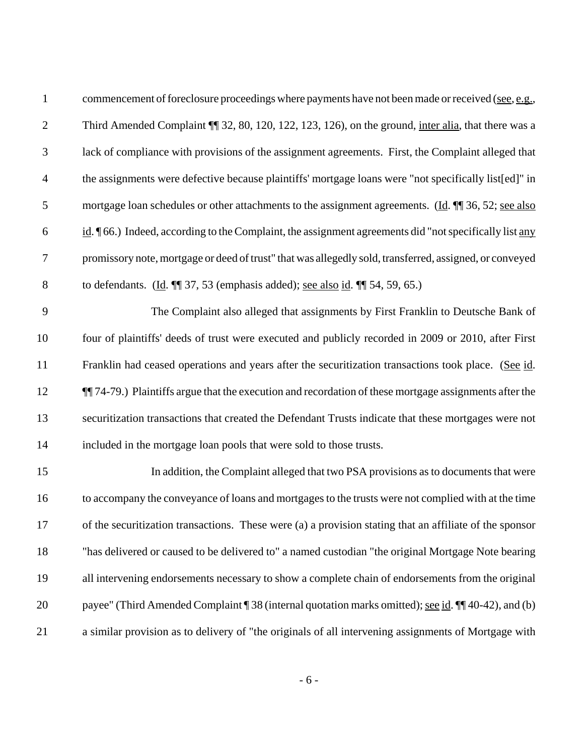commencement of foreclosure proceedings where payments have not been made or received (see, e.g., Third Amended Complaint ¶¶ 32, 80, 120, 122, 123, 126), on the ground, inter alia, that there was a lack of compliance with provisions of the assignment agreements. First, the Complaint alleged that the assignments were defective because plaintiffs' mortgage loans were "not specifically list[ed]" in mortgage loan schedules or other attachments to the assignment agreements. (Id. ¶¶ 36, 52; see also id. ¶ 66.) Indeed, according to the Complaint, the assignment agreements did "not specifically list any promissory note, mortgage or deed of trust" that was allegedly sold, transferred, assigned, or conveyed to defendants. (Id. ¶¶ 37, 53 (emphasis added); see also id. ¶¶ 54, 59, 65.)

The Complaint also alleged that assignments by First Franklin to Deutsche Bank of four of plaintiffs' deeds of trust were executed and publicly recorded in 2009 or 2010, after First Franklin had ceased operations and years after the securitization transactions took place. (See id. ¶¶ 74-79.) Plaintiffs argue that the execution and recordation of these mortgage assignments after the securitization transactions that created the Defendant Trusts indicate that these mortgages were not included in the mortgage loan pools that were sold to those trusts.

In addition, the Complaint alleged that two PSA provisions as to documents that were to accompany the conveyance of loans and mortgages to the trusts were not complied with at the time of the securitization transactions. These were (a) a provision stating that an affiliate of the sponsor "has delivered or caused to be delivered to" a named custodian "the original Mortgage Note bearing all intervening endorsements necessary to show a complete chain of endorsements from the original payee" (Third Amended Complaint ¶ 38 (internal quotation marks omitted); see id. ¶¶ 40-42), and (b) a similar provision as to delivery of "the originals of all intervening assignments of Mortgage with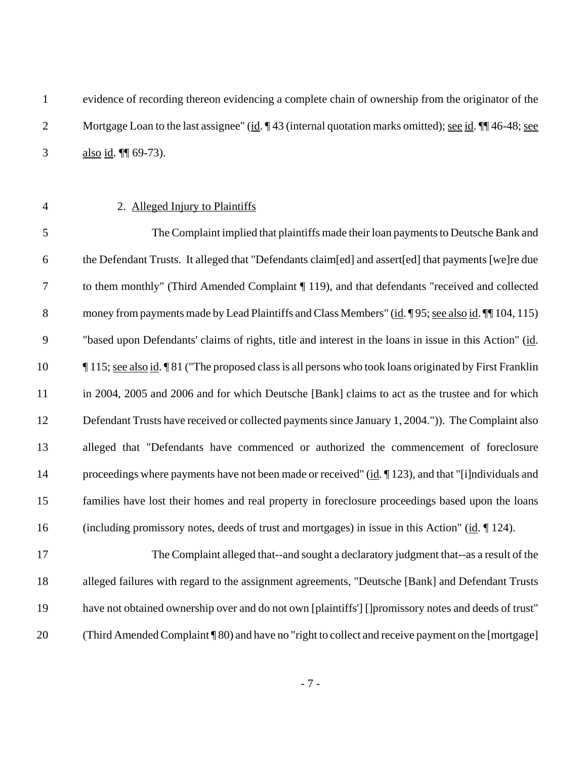evidence of recording thereon evidencing a complete chain of ownership from the originator of the Mortgage Loan to the last assignee" (id. ¶ 43 (internal quotation marks omitted); see id. ¶¶ 46-48; see also id. ¶¶ 69-73).

2. Alleged Injury to Plaintiffs

The Complaint implied that plaintiffs made their loan payments to Deutsche Bank and the Defendant Trusts. It alleged that "Defendants claim[ed] and assert[ed] that payments [we]re due to them monthly" (Third Amended Complaint ¶ 119), and that defendants "received and collected money from payments made by Lead Plaintiffs and Class Members" (id. ¶ 95; see also id. ¶¶ 104, 115) "based upon Defendants' claims of rights, title and interest in the loans in issue in this Action" (id. ¶ 115; see also id. ¶ 81 ("The proposed class is all persons who took loans originated by First Franklin in 2004, 2005 and 2006 and for which Deutsche [Bank] claims to act as the trustee and for which Defendant Trusts have received or collected payments since January 1, 2004.")). The Complaint also alleged that "Defendants have commenced or authorized the commencement of foreclosure proceedings where payments have not been made or received" (id. ¶ 123), and that "[i]ndividuals and families have lost their homes and real property in foreclosure proceedings based upon the loans (including promissory notes, deeds of trust and mortgages) in issue in this Action" (id. ¶ 124).

The Complaint alleged that--and sought a declaratory judgment that--as a result of the alleged failures with regard to the assignment agreements, "Deutsche [Bank] and Defendant Trusts have not obtained ownership over and do not own [plaintiffs'] []promissory notes and deeds of trust" (Third Amended Complaint ¶ 80) and have no "right to collect and receive payment on the [mortgage]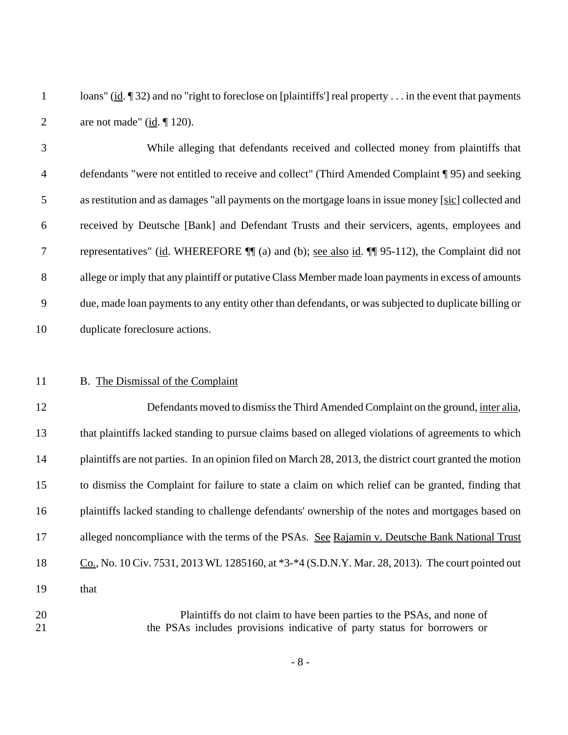loans" (id. ¶ 32) and no "right to foreclose on [plaintiffs'] real property . . . in the event that payments are not made" (id. ¶ 120).

While alleging that defendants received and collected money from plaintiffs that defendants "were not entitled to receive and collect" (Third Amended Complaint ¶ 95) and seeking as restitution and as damages "all payments on the mortgage loans in issue money [sic] collected and received by Deutsche [Bank] and Defendant Trusts and their servicers, agents, employees and representatives" (id. WHEREFORE ¶¶ (a) and (b); see also id. ¶¶ 95-112), the Complaint did not allege or imply that any plaintiff or putative Class Member made loan payments in excess of amounts due, made loan payments to any entity other than defendants, or was subjected to duplicate billing or duplicate foreclosure actions.

B. The Dismissal of the Complaint

Defendants moved to dismiss the Third Amended Complaint on the ground, inter alia, that plaintiffs lacked standing to pursue claims based on alleged violations of agreements to which plaintiffs are not parties. In an opinion filed on March 28, 2013, the district court granted the motion to dismiss the Complaint for failure to state a claim on which relief can be granted, finding that plaintiffs lacked standing to challenge defendants' ownership of the notes and mortgages based on alleged noncompliance with the terms of the PSAs. See Rajamin v. Deutsche Bank National Trust Co., No. 10 Civ. 7531, 2013 WL 1285160, at *3-*4 (S.D.N.Y. Mar. 28, 2013). The court pointed out that

> Plaintiffs do not claim to have been parties to the PSAs, and none of the PSAs includes provisions indicative of party status for borrowers or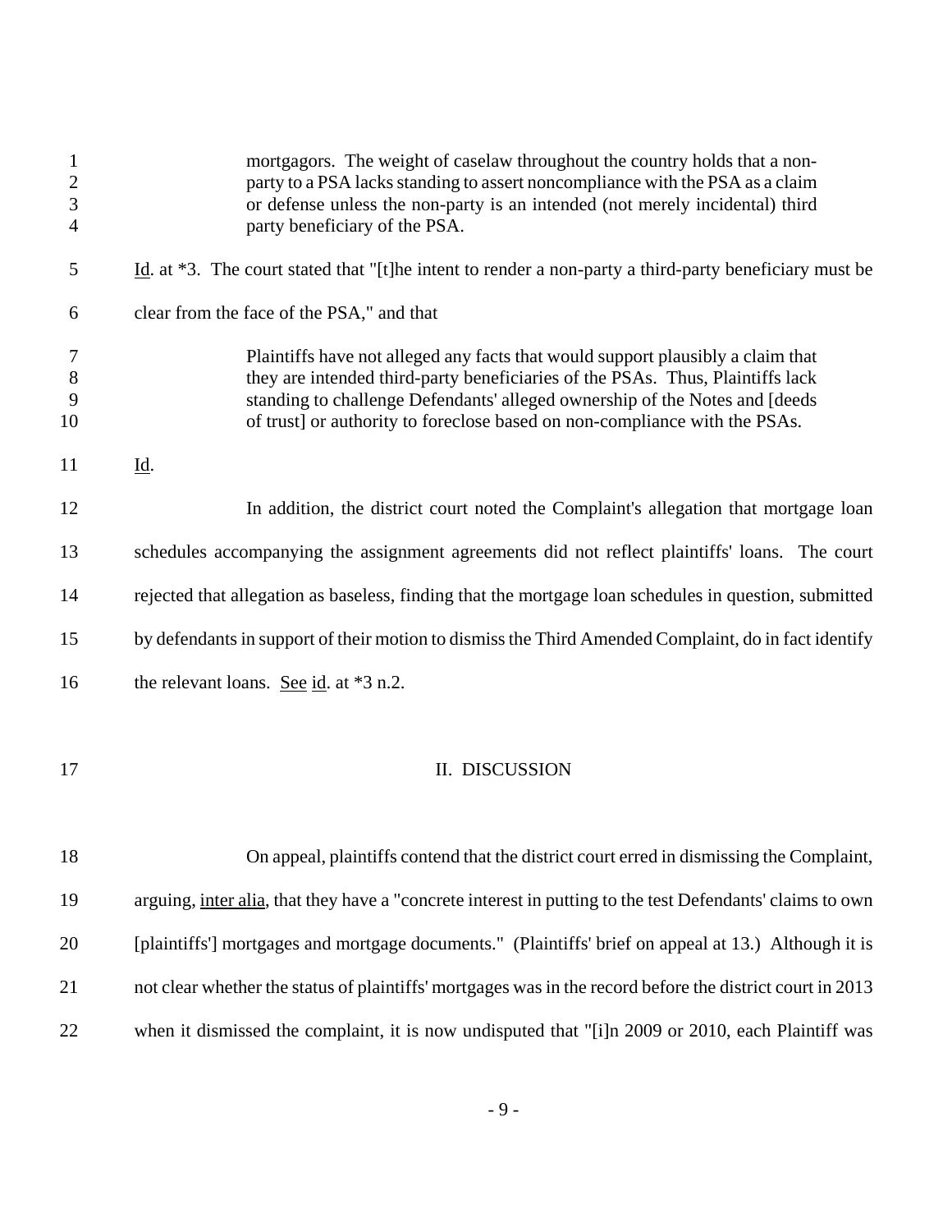> mortgagors. The weight of caselaw throughout the country holds that a non-party to a PSA lacks standing to assert noncompliance with the PSA as a claim or defense unless the non-party is an intended (not merely incidental) third party beneficiary of the PSA.

Id. at *3. The court stated that "[t]he intent to render a non-party a third-party beneficiary must be clear from the face of the PSA," and that

> Plaintiffs have not alleged any facts that would support plausibly a claim that they are intended third-party beneficiaries of the PSAs. Thus, Plaintiffs lack standing to challenge Defendants' alleged ownership of the Notes and [deeds of trust] or authority to foreclose based on non-compliance with the PSAs.

Id.

In addition, the district court noted the Complaint's allegation that mortgage loan schedules accompanying the assignment agreements did not reflect plaintiffs' loans. The court rejected that allegation as baseless, finding that the mortgage loan schedules in question, submitted by defendants in support of their motion to dismiss the Third Amended Complaint, do in fact identify the relevant loans. See id. at *3 n.2.

## II. DISCUSSION

On appeal, plaintiffs contend that the district court erred in dismissing the Complaint, arguing, inter alia, that they have a "concrete interest in putting to the test Defendants' claims to own [plaintiffs'] mortgages and mortgage documents." (Plaintiffs' brief on appeal at 13.) Although it is not clear whether the status of plaintiffs' mortgages was in the record before the district court in 2013 when it dismissed the complaint, it is now undisputed that "[i]n 2009 or 2010, each Plaintiff was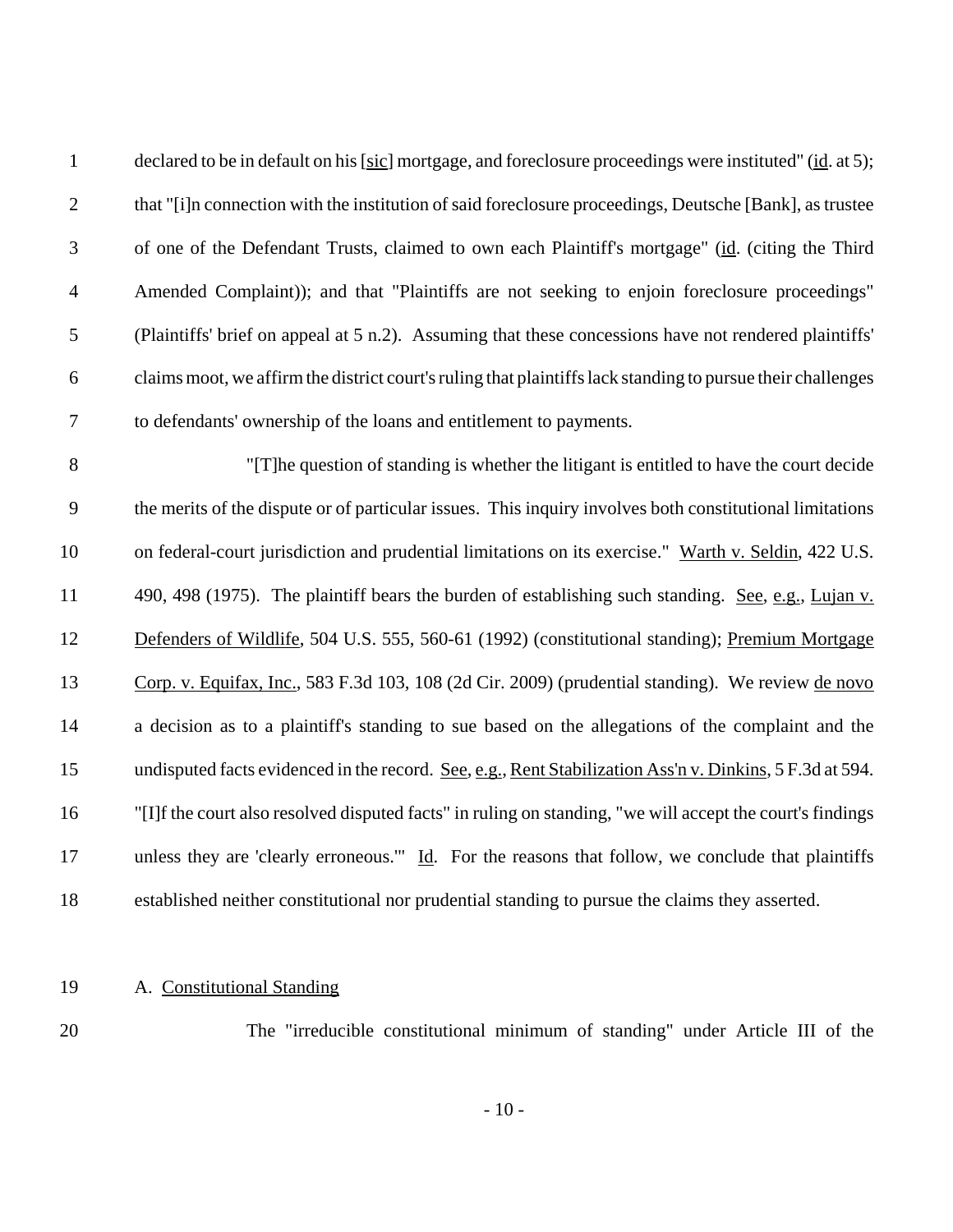declared to be in default on his [sic] mortgage, and foreclosure proceedings were instituted" (id. at 5); that "[i]n connection with the institution of said foreclosure proceedings, Deutsche [Bank], as trustee of one of the Defendant Trusts, claimed to own each Plaintiff's mortgage" (id. (citing the Third Amended Complaint)); and that "Plaintiffs are not seeking to enjoin foreclosure proceedings" (Plaintiffs' brief on appeal at 5 n.2). Assuming that these concessions have not rendered plaintiffs' claims moot, we affirm the district court's ruling that plaintiffs lack standing to pursue their challenges to defendants' ownership of the loans and entitlement to payments.

"[T]he question of standing is whether the litigant is entitled to have the court decide the merits of the dispute or of particular issues. This inquiry involves both constitutional limitations on federal-court jurisdiction and prudential limitations on its exercise." Warth v. Seldin, 422 U.S. 490, 498 (1975). The plaintiff bears the burden of establishing such standing. See, e.g., Lujan v. Defenders of Wildlife, 504 U.S. 555, 560-61 (1992) (constitutional standing); Premium Mortgage Corp. v. Equifax, Inc., 583 F.3d 103, 108 (2d Cir. 2009) (prudential standing). We review de novo a decision as to a plaintiff's standing to sue based on the allegations of the complaint and the undisputed facts evidenced in the record. See, e.g., Rent Stabilization Ass'n v. Dinkins, 5 F.3d at 594. "[I]f the court also resolved disputed facts" in ruling on standing, "we will accept the court's findings unless they are 'clearly erroneous.'" Id. For the reasons that follow, we conclude that plaintiffs established neither constitutional nor prudential standing to pursue the claims they asserted.

## A. Constitutional Standing

The "irreducible constitutional minimum of standing" under Article III of the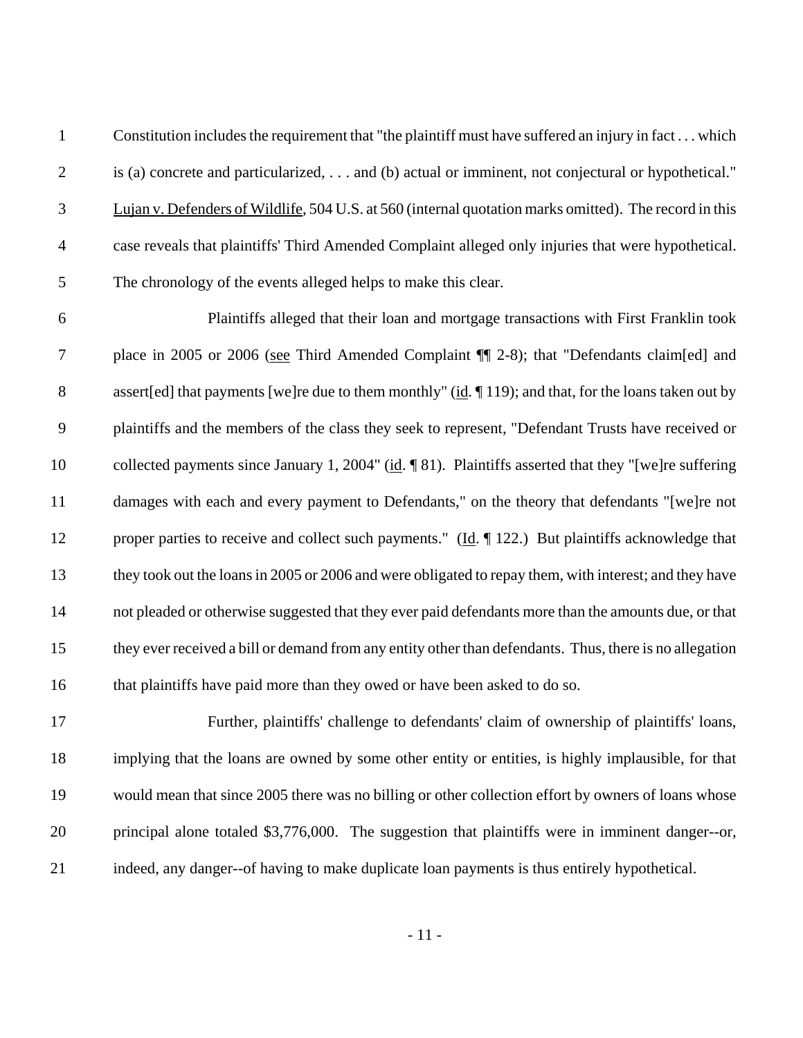Constitution includes the requirement that "the plaintiff must have suffered an injury in fact . . . which is (a) concrete and particularized, . . . and (b) actual or imminent, not conjectural or hypothetical." Lujan v. Defenders of Wildlife, 504 U.S. at 560 (internal quotation marks omitted). The record in this case reveals that plaintiffs' Third Amended Complaint alleged only injuries that were hypothetical. The chronology of the events alleged helps to make this clear.

Plaintiffs alleged that their loan and mortgage transactions with First Franklin took place in 2005 or 2006 (see Third Amended Complaint ¶¶ 2-8); that "Defendants claim[ed] and assert[ed] that payments [we]re due to them monthly" (id. ¶ 119); and that, for the loans taken out by plaintiffs and the members of the class they seek to represent, "Defendant Trusts have received or collected payments since January 1, 2004" (id. ¶ 81). Plaintiffs asserted that they "[we]re suffering damages with each and every payment to Defendants," on the theory that defendants "[we]re not proper parties to receive and collect such payments." (Id. ¶ 122.) But plaintiffs acknowledge that they took out the loans in 2005 or 2006 and were obligated to repay them, with interest; and they have not pleaded or otherwise suggested that they ever paid defendants more than the amounts due, or that they ever received a bill or demand from any entity other than defendants. Thus, there is no allegation that plaintiffs have paid more than they owed or have been asked to do so.

Further, plaintiffs' challenge to defendants' claim of ownership of plaintiffs' loans, implying that the loans are owned by some other entity or entities, is highly implausible, for that would mean that since 2005 there was no billing or other collection effort by owners of loans whose principal alone totaled $3,776,000. The suggestion that plaintiffs were in imminent danger--or, indeed, any danger--of having to make duplicate loan payments is thus entirely hypothetical.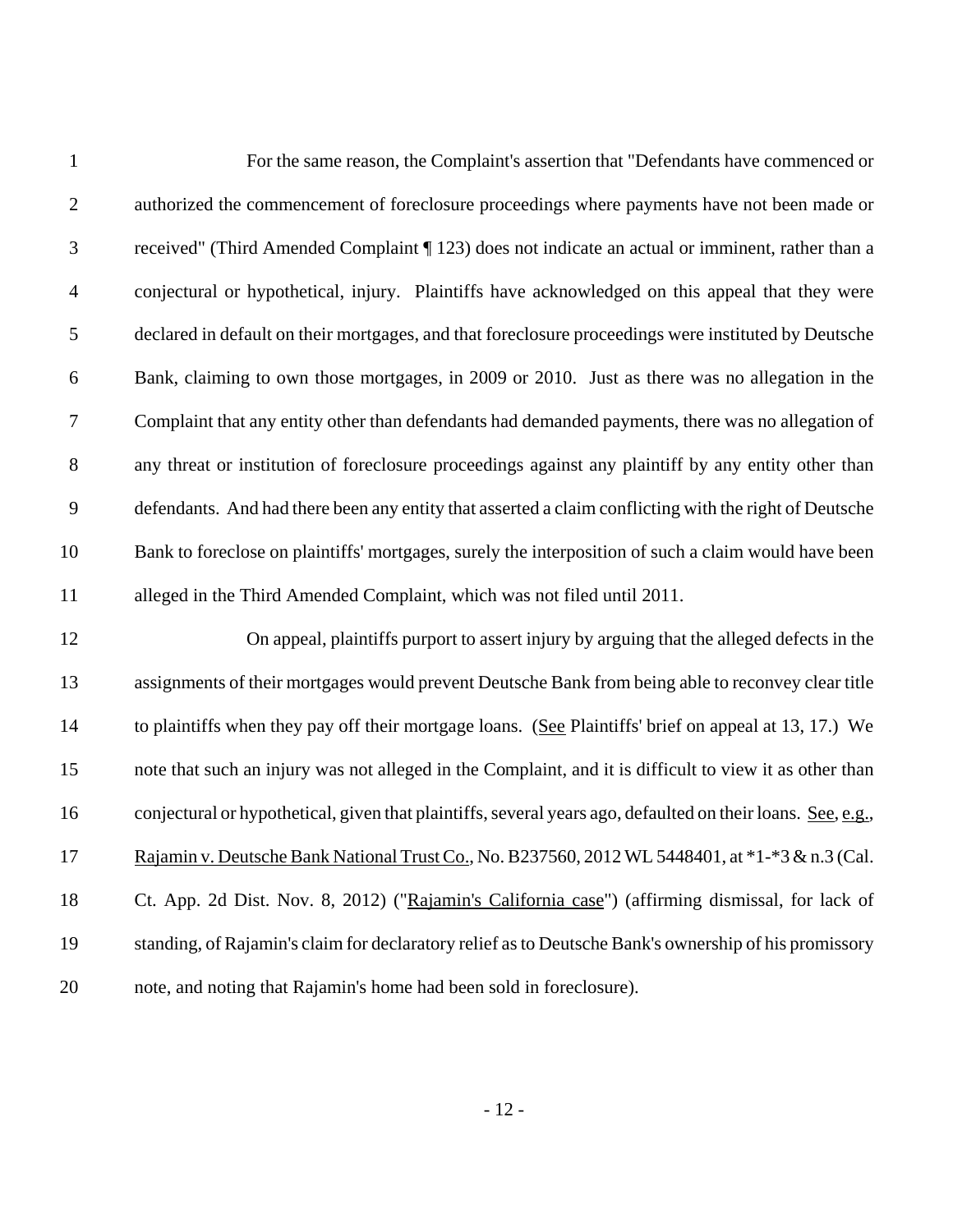For the same reason, the Complaint's assertion that "Defendants have commenced or authorized the commencement of foreclosure proceedings where payments have not been made or received" (Third Amended Complaint ¶ 123) does not indicate an actual or imminent, rather than a conjectural or hypothetical, injury. Plaintiffs have acknowledged on this appeal that they were declared in default on their mortgages, and that foreclosure proceedings were instituted by Deutsche Bank, claiming to own those mortgages, in 2009 or 2010. Just as there was no allegation in the Complaint that any entity other than defendants had demanded payments, there was no allegation of any threat or institution of foreclosure proceedings against any plaintiff by any entity other than defendants. And had there been any entity that asserted a claim conflicting with the right of Deutsche Bank to foreclose on plaintiffs' mortgages, surely the interposition of such a claim would have been alleged in the Third Amended Complaint, which was not filed until 2011.

On appeal, plaintiffs purport to assert injury by arguing that the alleged defects in the assignments of their mortgages would prevent Deutsche Bank from being able to reconvey clear title to plaintiffs when they pay off their mortgage loans. (See Plaintiffs' brief on appeal at 13, 17.) We note that such an injury was not alleged in the Complaint, and it is difficult to view it as other than conjectural or hypothetical, given that plaintiffs, several years ago, defaulted on their loans. See, e.g., Rajamin v. Deutsche Bank National Trust Co., No. B237560, 2012 WL 5448401, at *1-*3 & n.3 (Cal. Ct. App. 2d Dist. Nov. 8, 2012) ("Rajamin's California case") (affirming dismissal, for lack of standing, of Rajamin's claim for declaratory relief as to Deutsche Bank's ownership of his promissory note, and noting that Rajamin's home had been sold in foreclosure).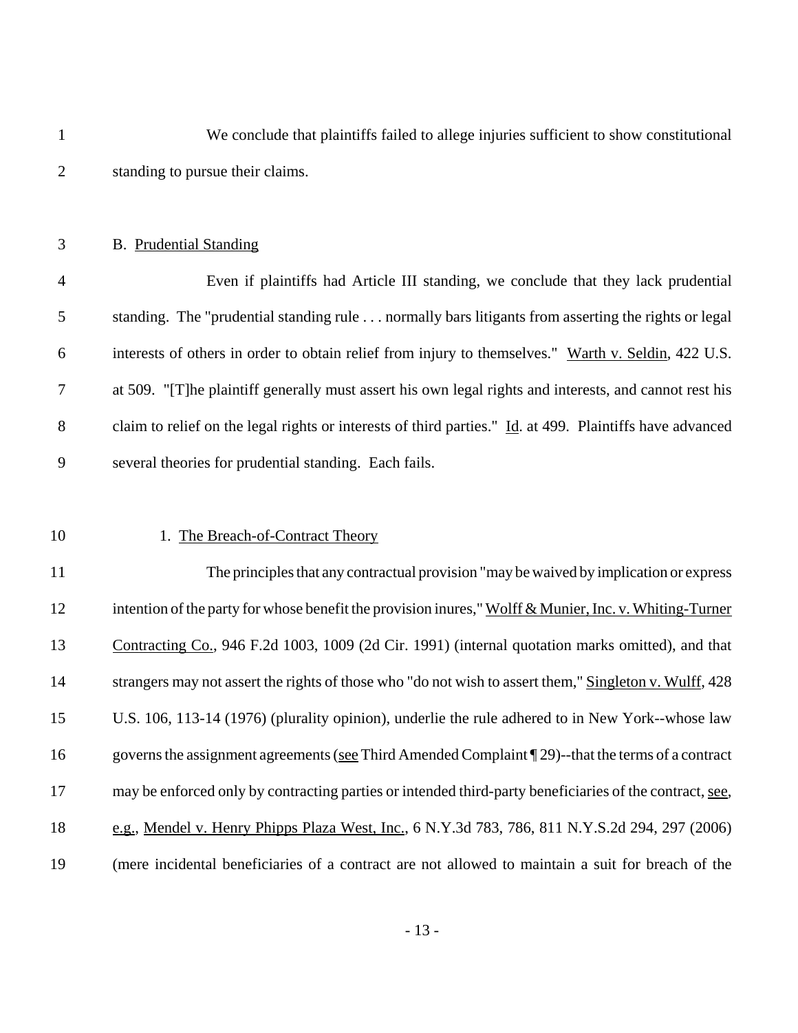We conclude that plaintiffs failed to allege injuries sufficient to show constitutional standing to pursue their claims.

### B. Prudential Standing

Even if plaintiffs had Article III standing, we conclude that they lack prudential standing. The "prudential standing rule . . . normally bars litigants from asserting the rights or legal interests of others in order to obtain relief from injury to themselves." Warth v. Seldin, 422 U.S. at 509. "[T]he plaintiff generally must assert his own legal rights and interests, and cannot rest his claim to relief on the legal rights or interests of third parties." Id. at 499. Plaintiffs have advanced several theories for prudential standing. Each fails.

#### 1. The Breach-of-Contract Theory

The principles that any contractual provision "may be waived by implication or express intention of the party for whose benefit the provision inures," Wolff & Munier, Inc. v. Whiting-Turner Contracting Co., 946 F.2d 1003, 1009 (2d Cir. 1991) (internal quotation marks omitted), and that strangers may not assert the rights of those who "do not wish to assert them," Singleton v. Wulff, 428 U.S. 106, 113-14 (1976) (plurality opinion), underlie the rule adhered to in New York--whose law governs the assignment agreements (see Third Amended Complaint ¶ 29)--that the terms of a contract may be enforced only by contracting parties or intended third-party beneficiaries of the contract, see, e.g., Mendel v. Henry Phipps Plaza West, Inc., 6 N.Y.3d 783, 786, 811 N.Y.S.2d 294, 297 (2006) (mere incidental beneficiaries of a contract are not allowed to maintain a suit for breach of the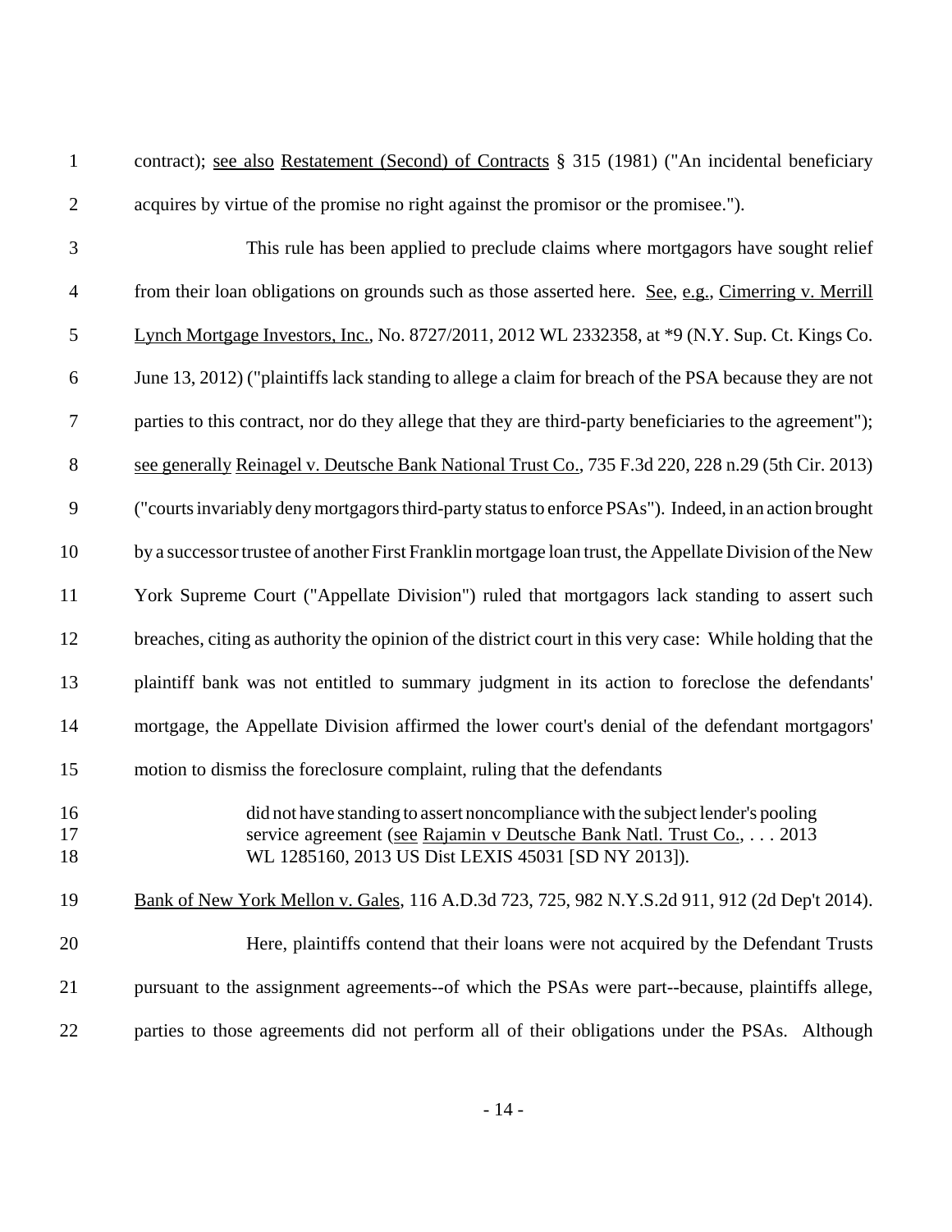contract); see also Restatement (Second) of Contracts § 315 (1981) ("An incidental beneficiary acquires by virtue of the promise no right against the promisor or the promisee.").

This rule has been applied to preclude claims where mortgagors have sought relief from their loan obligations on grounds such as those asserted here. See, e.g., Cimerring v. Merrill Lynch Mortgage Investors, Inc., No. 8727/2011, 2012 WL 2332358, at *9 (N.Y. Sup. Ct. Kings Co. June 13, 2012) ("plaintiffs lack standing to allege a claim for breach of the PSA because they are not parties to this contract, nor do they allege that they are third-party beneficiaries to the agreement"); see generally Reinagel v. Deutsche Bank National Trust Co., 735 F.3d 220, 228 n.29 (5th Cir. 2013) ("courts invariably deny mortgagors third-party status to enforce PSAs"). Indeed, in an action brought by a successor trustee of another First Franklin mortgage loan trust, the Appellate Division of the New York Supreme Court ("Appellate Division") ruled that mortgagors lack standing to assert such breaches, citing as authority the opinion of the district court in this very case: While holding that the plaintiff bank was not entitled to summary judgment in its action to foreclose the defendants' mortgage, the Appellate Division affirmed the lower court's denial of the defendant mortgagors' motion to dismiss the foreclosure complaint, ruling that the defendants

> did not have standing to assert noncompliance with the subject lender's pooling service agreement (see Rajamin v Deutsche Bank Natl. Trust Co., . . . 2013 WL 1285160, 2013 US Dist LEXIS 45031 [SD NY 2013]).

Bank of New York Mellon v. Gales, 116 A.D.3d 723, 725, 982 N.Y.S.2d 911, 912 (2d Dep't 2014).

Here, plaintiffs contend that their loans were not acquired by the Defendant Trusts pursuant to the assignment agreements--of which the PSAs were part--because, plaintiffs allege, parties to those agreements did not perform all of their obligations under the PSAs. Although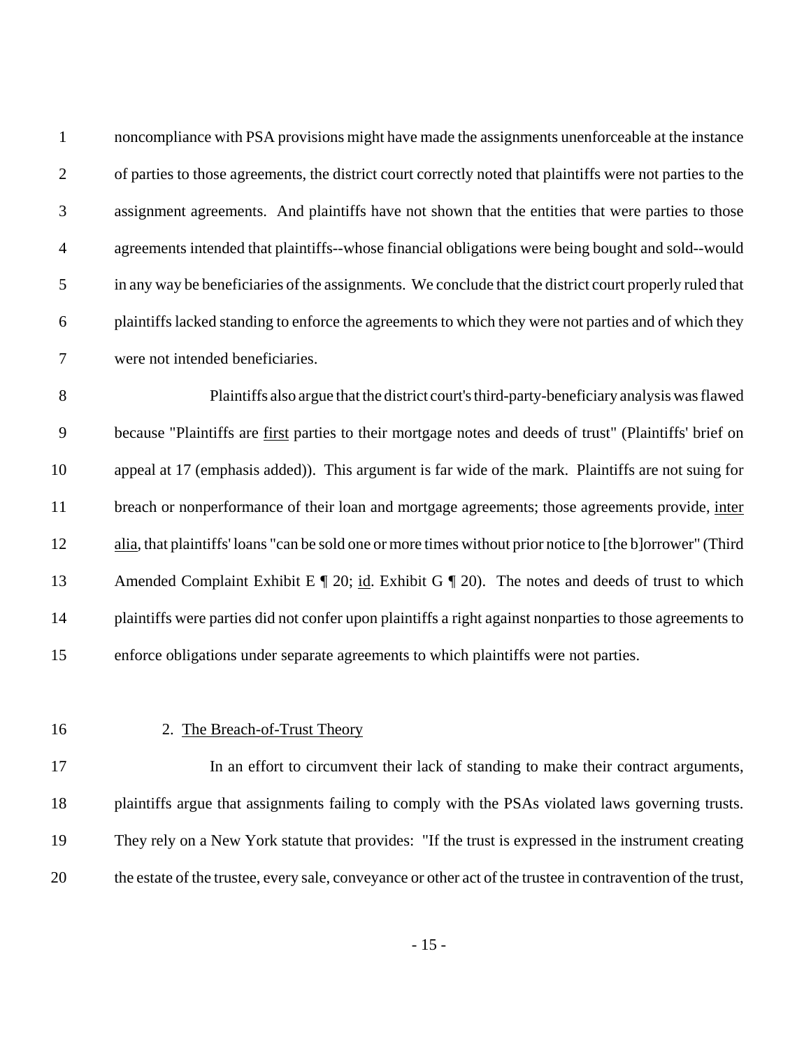noncompliance with PSA provisions might have made the assignments unenforceable at the instance of parties to those agreements, the district court correctly noted that plaintiffs were not parties to the assignment agreements. And plaintiffs have not shown that the entities that were parties to those agreements intended that plaintiffs--whose financial obligations were being bought and sold--would in any way be beneficiaries of the assignments. We conclude that the district court properly ruled that plaintiffs lacked standing to enforce the agreements to which they were not parties and of which they were not intended beneficiaries.

Plaintiffs also argue that the district court's third-party-beneficiary analysis was flawed because "Plaintiffs are <u>first</u> parties to their mortgage notes and deeds of trust" (Plaintiffs' brief on appeal at 17 (emphasis added)). This argument is far wide of the mark. Plaintiffs are not suing for breach or nonperformance of their loan and mortgage agreements; those agreements provide, <u>inter alia</u>, that plaintiffs' loans "can be sold one or more times without prior notice to [the b]orrower" (Third Amended Complaint Exhibit E ¶ 20; <u>id</u>. Exhibit G ¶ 20). The notes and deeds of trust to which plaintiffs were parties did not confer upon plaintiffs a right against nonparties to those agreements to enforce obligations under separate agreements to which plaintiffs were not parties.

2. <u>The Breach-of-Trust Theory</u>

In an effort to circumvent their lack of standing to make their contract arguments, plaintiffs argue that assignments failing to comply with the PSAs violated laws governing trusts. They rely on a New York statute that provides: "If the trust is expressed in the instrument creating the estate of the trustee, every sale, conveyance or other act of the trustee in contravention of the trust,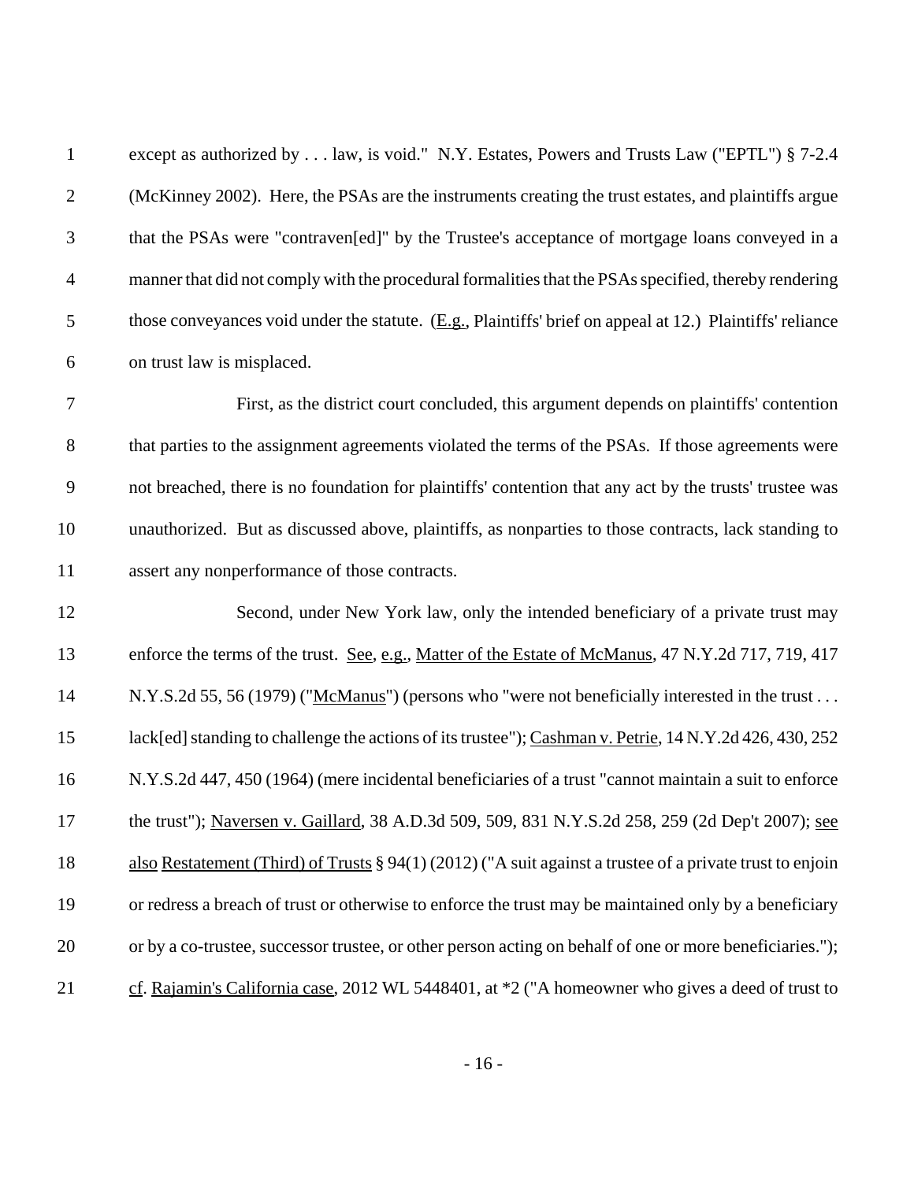except as authorized by . . . law, is void." N.Y. Estates, Powers and Trusts Law ("EPTL") § 7-2.4 (McKinney 2002). Here, the PSAs are the instruments creating the trust estates, and plaintiffs argue that the PSAs were "contraven[ed]" by the Trustee's acceptance of mortgage loans conveyed in a manner that did not comply with the procedural formalities that the PSAs specified, thereby rendering those conveyances void under the statute. (E.g., Plaintiffs' brief on appeal at 12.) Plaintiffs' reliance on trust law is misplaced.

First, as the district court concluded, this argument depends on plaintiffs' contention that parties to the assignment agreements violated the terms of the PSAs. If those agreements were not breached, there is no foundation for plaintiffs' contention that any act by the trusts' trustee was unauthorized. But as discussed above, plaintiffs, as nonparties to those contracts, lack standing to assert any nonperformance of those contracts.

Second, under New York law, only the intended beneficiary of a private trust may enforce the terms of the trust. See, e.g., Matter of the Estate of McManus, 47 N.Y.2d 717, 719, 417 N.Y.S.2d 55, 56 (1979) ("McManus") (persons who "were not beneficially interested in the trust . . . lack[ed] standing to challenge the actions of its trustee"); Cashman v. Petrie, 14 N.Y.2d 426, 430, 252 N.Y.S.2d 447, 450 (1964) (mere incidental beneficiaries of a trust "cannot maintain a suit to enforce the trust"); Naversen v. Gaillard, 38 A.D.3d 509, 509, 831 N.Y.S.2d 258, 259 (2d Dep't 2007); see also Restatement (Third) of Trusts § 94(1) (2012) ("A suit against a trustee of a private trust to enjoin or redress a breach of trust or otherwise to enforce the trust may be maintained only by a beneficiary or by a co-trustee, successor trustee, or other person acting on behalf of one or more beneficiaries."); cf. Rajamin's California case, 2012 WL 5448401, at *2 ("A homeowner who gives a deed of trust to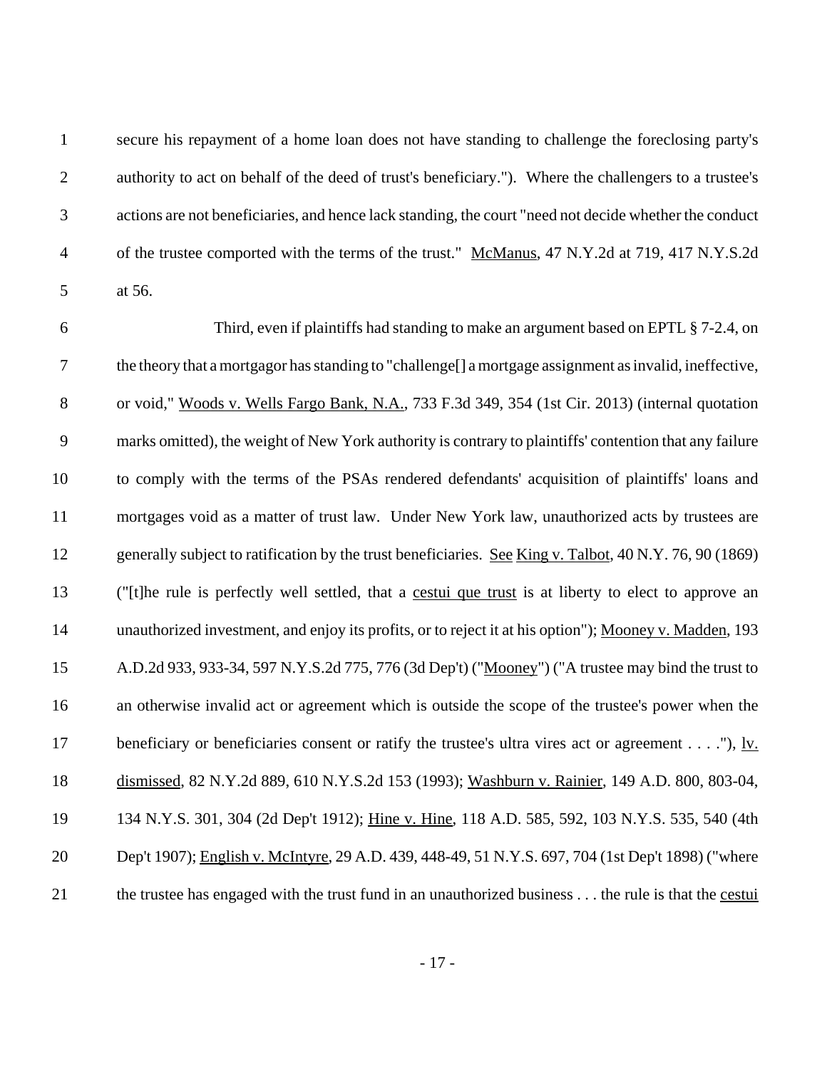secure his repayment of a home loan does not have standing to challenge the foreclosing party's authority to act on behalf of the deed of trust's beneficiary."). Where the challengers to a trustee's actions are not beneficiaries, and hence lack standing, the court "need not decide whether the conduct of the trustee comported with the terms of the trust." McManus, 47 N.Y.2d at 719, 417 N.Y.S.2d at 56.

Third, even if plaintiffs had standing to make an argument based on EPTL § 7-2.4, on the theory that a mortgagor has standing to "challenge[] a mortgage assignment as invalid, ineffective, or void," Woods v. Wells Fargo Bank, N.A., 733 F.3d 349, 354 (1st Cir. 2013) (internal quotation marks omitted), the weight of New York authority is contrary to plaintiffs' contention that any failure to comply with the terms of the PSAs rendered defendants' acquisition of plaintiffs' loans and mortgages void as a matter of trust law. Under New York law, unauthorized acts by trustees are generally subject to ratification by the trust beneficiaries. See King v. Talbot, 40 N.Y. 76, 90 (1869) ("[t]he rule is perfectly well settled, that a cestui que trust is at liberty to elect to approve an unauthorized investment, and enjoy its profits, or to reject it at his option"); Mooney v. Madden, 193 A.D.2d 933, 933-34, 597 N.Y.S.2d 775, 776 (3d Dep't) ("Mooney") ("A trustee may bind the trust to an otherwise invalid act or agreement which is outside the scope of the trustee's power when the beneficiary or beneficiaries consent or ratify the trustee's ultra vires act or agreement . . . ."), lv. dismissed, 82 N.Y.2d 889, 610 N.Y.S.2d 153 (1993); Washburn v. Rainier, 149 A.D. 800, 803-04, 134 N.Y.S. 301, 304 (2d Dep't 1912); Hine v. Hine, 118 A.D. 585, 592, 103 N.Y.S. 535, 540 (4th Dep't 1907); English v. McIntyre, 29 A.D. 439, 448-49, 51 N.Y.S. 697, 704 (1st Dep't 1898) ("where the trustee has engaged with the trust fund in an unauthorized business . . . the rule is that the cestui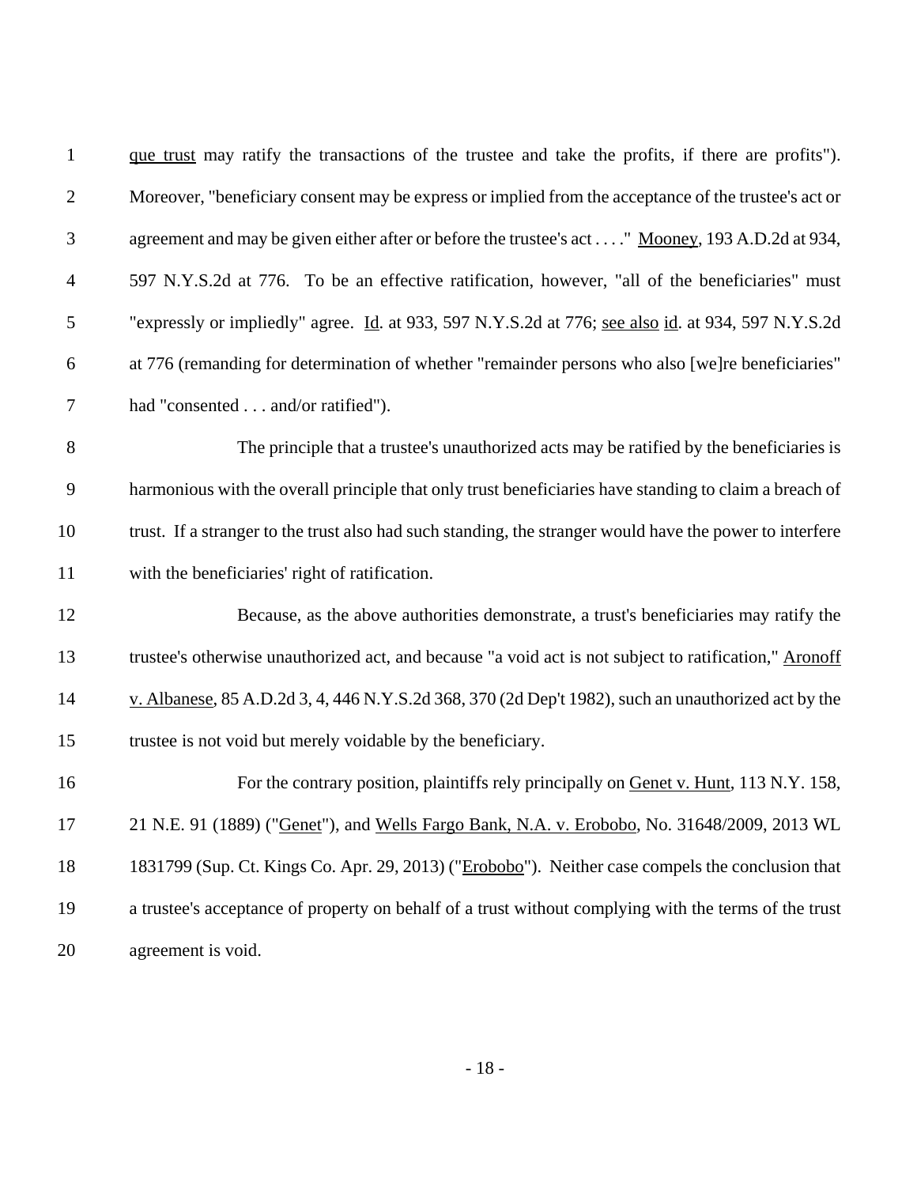que trust may ratify the transactions of the trustee and take the profits, if there are profits"). Moreover, "beneficiary consent may be express or implied from the acceptance of the trustee's act or agreement and may be given either after or before the trustee's act . . . ." Mooney, 193 A.D.2d at 934, 597 N.Y.S.2d at 776. To be an effective ratification, however, "all of the beneficiaries" must "expressly or impliedly" agree. Id. at 933, 597 N.Y.S.2d at 776; see also id. at 934, 597 N.Y.S.2d at 776 (remanding for determination of whether "remainder persons who also [we]re beneficiaries" had "consented . . . and/or ratified").

The principle that a trustee's unauthorized acts may be ratified by the beneficiaries is harmonious with the overall principle that only trust beneficiaries have standing to claim a breach of trust. If a stranger to the trust also had such standing, the stranger would have the power to interfere with the beneficiaries' right of ratification.

Because, as the above authorities demonstrate, a trust's beneficiaries may ratify the trustee's otherwise unauthorized act, and because "a void act is not subject to ratification," Aronoff v. Albanese, 85 A.D.2d 3, 4, 446 N.Y.S.2d 368, 370 (2d Dep't 1982), such an unauthorized act by the trustee is not void but merely voidable by the beneficiary.

For the contrary position, plaintiffs rely principally on Genet v. Hunt, 113 N.Y. 158, 21 N.E. 91 (1889) ("Genet"), and Wells Fargo Bank, N.A. v. Erobobo, No. 31648/2009, 2013 WL 1831799 (Sup. Ct. Kings Co. Apr. 29, 2013) ("Erobobo"). Neither case compels the conclusion that a trustee's acceptance of property on behalf of a trust without complying with the terms of the trust agreement is void.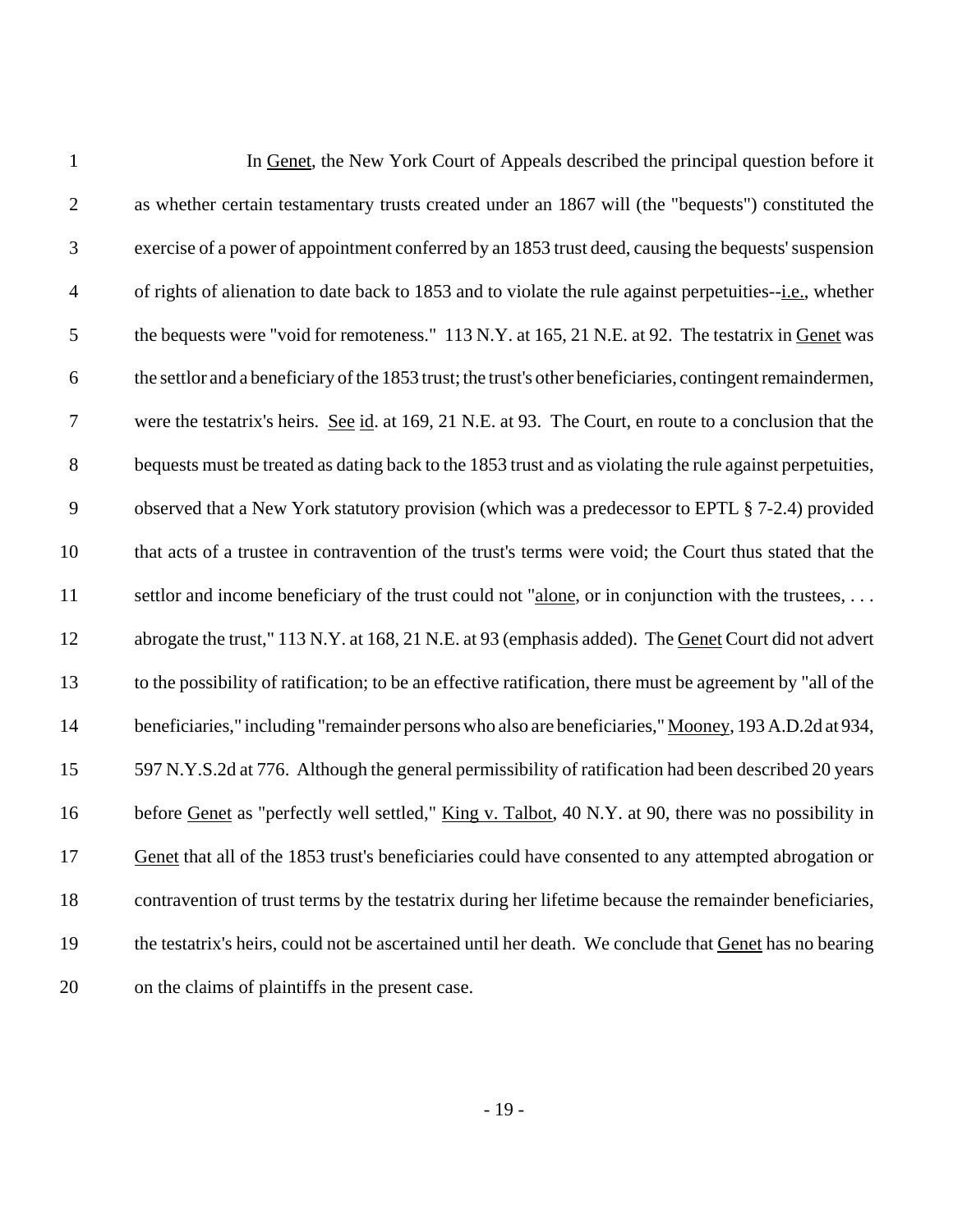In Genet, the New York Court of Appeals described the principal question before it as whether certain testamentary trusts created under an 1867 will (the "bequests") constituted the exercise of a power of appointment conferred by an 1853 trust deed, causing the bequests' suspension of rights of alienation to date back to 1853 and to violate the rule against perpetuities--i.e., whether the bequests were "void for remoteness." 113 N.Y. at 165, 21 N.E. at 92. The testatrix in Genet was the settlor and a beneficiary of the 1853 trust; the trust's other beneficiaries, contingent remaindermen, were the testatrix's heirs. See id. at 169, 21 N.E. at 93. The Court, en route to a conclusion that the bequests must be treated as dating back to the 1853 trust and as violating the rule against perpetuities, observed that a New York statutory provision (which was a predecessor to EPTL § 7-2.4) provided that acts of a trustee in contravention of the trust's terms were void; the Court thus stated that the settlor and income beneficiary of the trust could not "alone, or in conjunction with the trustees, . . . abrogate the trust," 113 N.Y. at 168, 21 N.E. at 93 (emphasis added). The Genet Court did not advert to the possibility of ratification; to be an effective ratification, there must be agreement by "all of the beneficiaries," including "remainder persons who also are beneficiaries," Mooney, 193 A.D.2d at 934, 597 N.Y.S.2d at 776. Although the general permissibility of ratification had been described 20 years before Genet as "perfectly well settled," King v. Talbot, 40 N.Y. at 90, there was no possibility in Genet that all of the 1853 trust's beneficiaries could have consented to any attempted abrogation or contravention of trust terms by the testatrix during her lifetime because the remainder beneficiaries, the testatrix's heirs, could not be ascertained until her death. We conclude that Genet has no bearing on the claims of plaintiffs in the present case.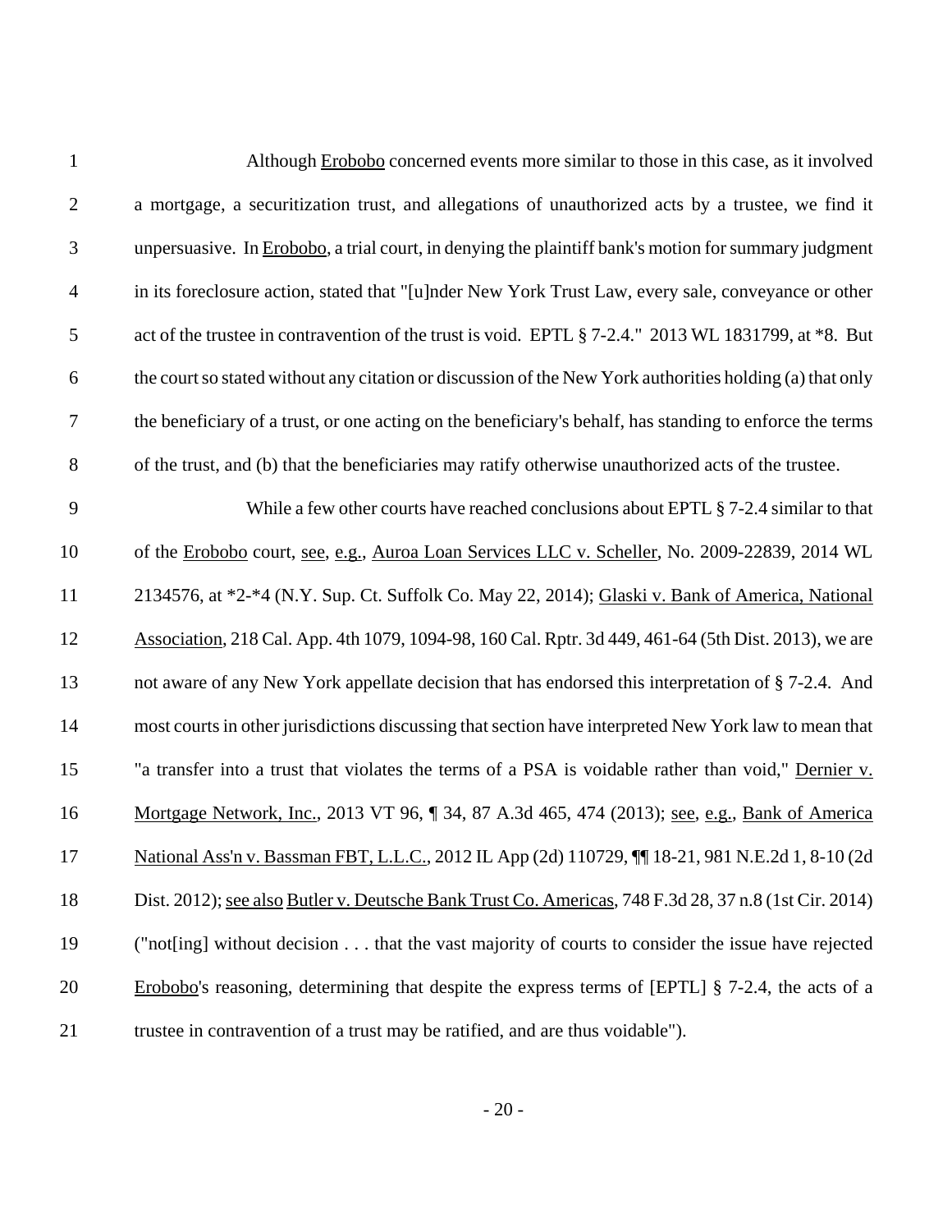Although Erobobo concerned events more similar to those in this case, as it involved a mortgage, a securitization trust, and allegations of unauthorized acts by a trustee, we find it unpersuasive. In Erobobo, a trial court, in denying the plaintiff bank's motion for summary judgment in its foreclosure action, stated that "[u]nder New York Trust Law, every sale, conveyance or other act of the trustee in contravention of the trust is void. EPTL § 7-2.4." 2013 WL 1831799, at *8. But the court so stated without any citation or discussion of the New York authorities holding (a) that only the beneficiary of a trust, or one acting on the beneficiary's behalf, has standing to enforce the terms of the trust, and (b) that the beneficiaries may ratify otherwise unauthorized acts of the trustee.

While a few other courts have reached conclusions about EPTL § 7-2.4 similar to that of the Erobobo court, see, e.g., Auroa Loan Services LLC v. Scheller, No. 2009-22839, 2014 WL 2134576, at *2-*4 (N.Y. Sup. Ct. Suffolk Co. May 22, 2014); Glaski v. Bank of America, National Association, 218 Cal. App. 4th 1079, 1094-98, 160 Cal. Rptr. 3d 449, 461-64 (5th Dist. 2013), we are not aware of any New York appellate decision that has endorsed this interpretation of § 7-2.4. And most courts in other jurisdictions discussing that section have interpreted New York law to mean that "a transfer into a trust that violates the terms of a PSA is voidable rather than void," Dernier v. Mortgage Network, Inc., 2013 VT 96, ¶ 34, 87 A.3d 465, 474 (2013); see, e.g., Bank of America National Ass'n v. Bassman FBT, L.L.C., 2012 IL App (2d) 110729, ¶¶ 18-21, 981 N.E.2d 1, 8-10 (2d Dist. 2012); see also Butler v. Deutsche Bank Trust Co. Americas, 748 F.3d 28, 37 n.8 (1st Cir. 2014) ("not[ing] without decision . . . that the vast majority of courts to consider the issue have rejected Erobobo's reasoning, determining that despite the express terms of [EPTL] § 7-2.4, the acts of a trustee in contravention of a trust may be ratified, and are thus voidable").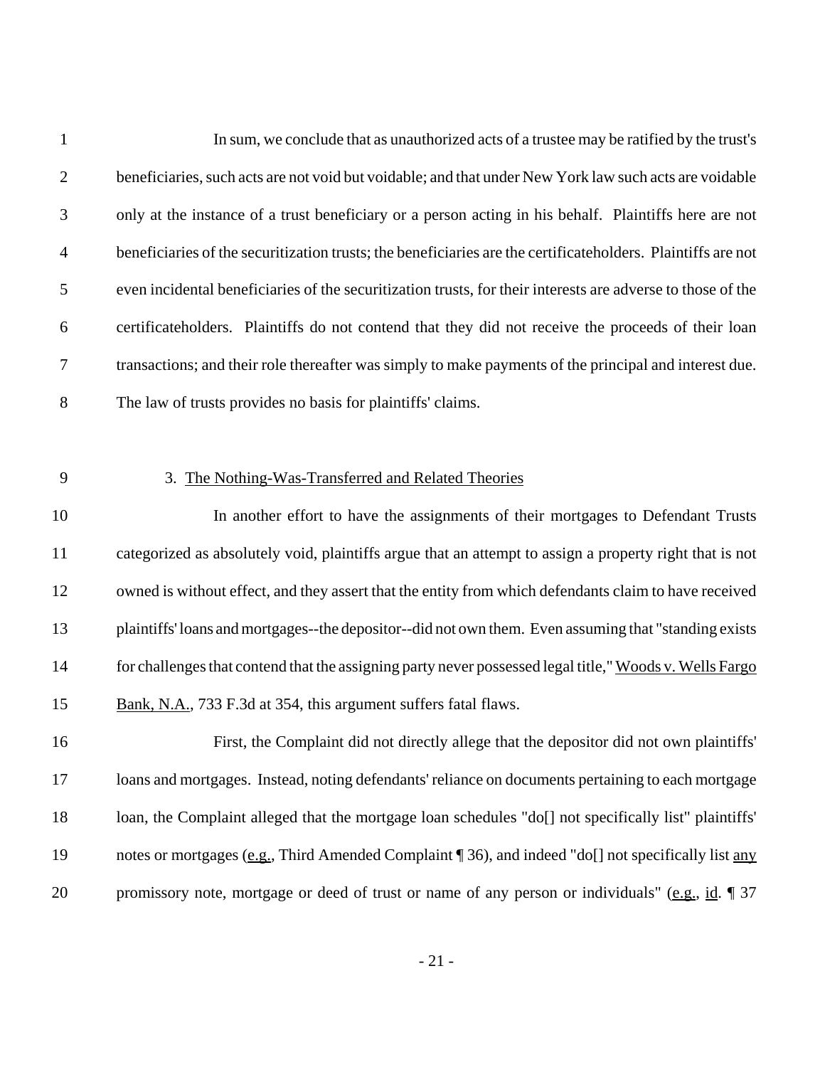In sum, we conclude that as unauthorized acts of a trustee may be ratified by the trust's beneficiaries, such acts are not void but voidable; and that under New York law such acts are voidable only at the instance of a trust beneficiary or a person acting in his behalf. Plaintiffs here are not beneficiaries of the securitization trusts; the beneficiaries are the certificateholders. Plaintiffs are not even incidental beneficiaries of the securitization trusts, for their interests are adverse to those of the certificateholders. Plaintiffs do not contend that they did not receive the proceeds of their loan transactions; and their role thereafter was simply to make payments of the principal and interest due. The law of trusts provides no basis for plaintiffs' claims.

3. <u>The Nothing-Was-Transferred and Related Theories</u>

In another effort to have the assignments of their mortgages to Defendant Trusts categorized as absolutely void, plaintiffs argue that an attempt to assign a property right that is not owned is without effect, and they assert that the entity from which defendants claim to have received plaintiffs' loans and mortgages--the depositor--did not own them. Even assuming that "standing exists for challenges that contend that the assigning party never possessed legal title," <u>Woods v. Wells Fargo Bank, N.A.</u>, 733 F.3d at 354, this argument suffers fatal flaws.

First, the Complaint did not directly allege that the depositor did not own plaintiffs' loans and mortgages. Instead, noting defendants' reliance on documents pertaining to each mortgage loan, the Complaint alleged that the mortgage loan schedules "do[] not specifically list" plaintiffs' notes or mortgages (<u>e.g.</u>, Third Amended Complaint ¶ 36), and indeed "do[] not specifically list <u>any</u> promissory note, mortgage or deed of trust or name of any person or individuals" (<u>e.g.</u>, <u>id</u>. ¶ 37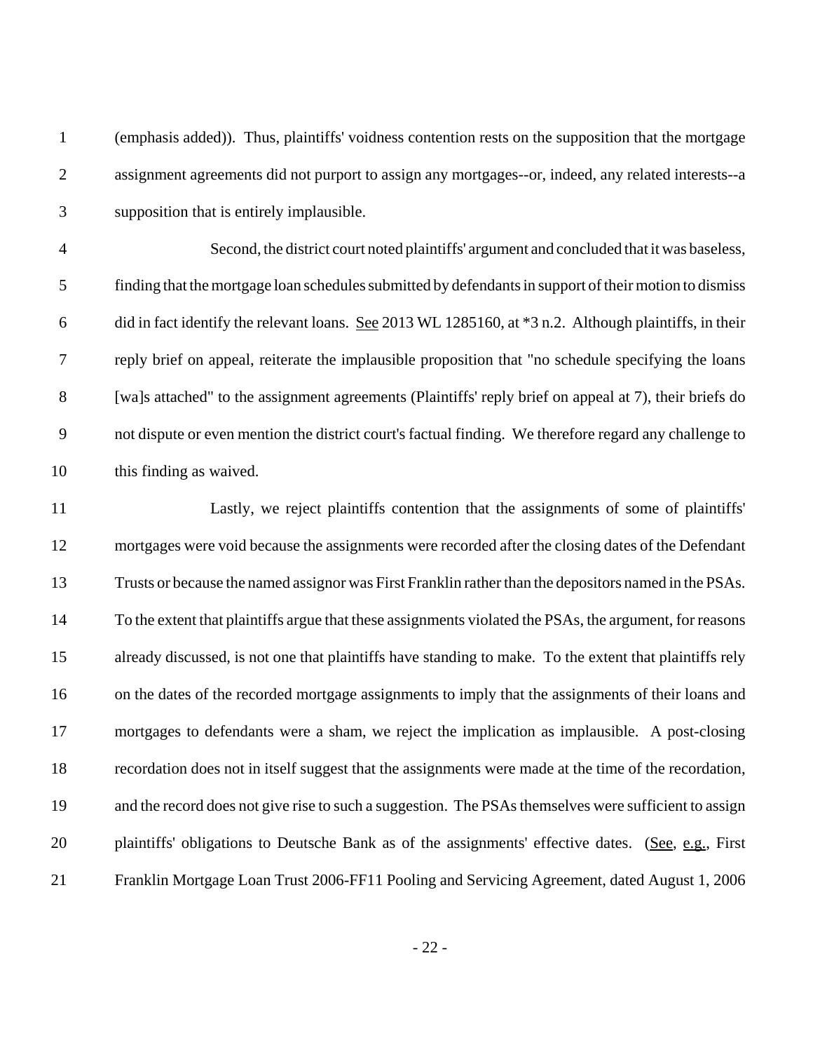(emphasis added)). Thus, plaintiffs' voidness contention rests on the supposition that the mortgage assignment agreements did not purport to assign any mortgages--or, indeed, any related interests--a supposition that is entirely implausible.

Second, the district court noted plaintiffs' argument and concluded that it was baseless, finding that the mortgage loan schedules submitted by defendants in support of their motion to dismiss did in fact identify the relevant loans. See 2013 WL 1285160, at *3 n.2. Although plaintiffs, in their reply brief on appeal, reiterate the implausible proposition that "no schedule specifying the loans [wa]s attached" to the assignment agreements (Plaintiffs' reply brief on appeal at 7), their briefs do not dispute or even mention the district court's factual finding. We therefore regard any challenge to this finding as waived.

Lastly, we reject plaintiffs contention that the assignments of some of plaintiffs' mortgages were void because the assignments were recorded after the closing dates of the Defendant Trusts or because the named assignor was First Franklin rather than the depositors named in the PSAs. To the extent that plaintiffs argue that these assignments violated the PSAs, the argument, for reasons already discussed, is not one that plaintiffs have standing to make. To the extent that plaintiffs rely on the dates of the recorded mortgage assignments to imply that the assignments of their loans and mortgages to defendants were a sham, we reject the implication as implausible. A post-closing recordation does not in itself suggest that the assignments were made at the time of the recordation, and the record does not give rise to such a suggestion. The PSAs themselves were sufficient to assign plaintiffs' obligations to Deutsche Bank as of the assignments' effective dates. (See, e.g., First Franklin Mortgage Loan Trust 2006-FF11 Pooling and Servicing Agreement, dated August 1, 2006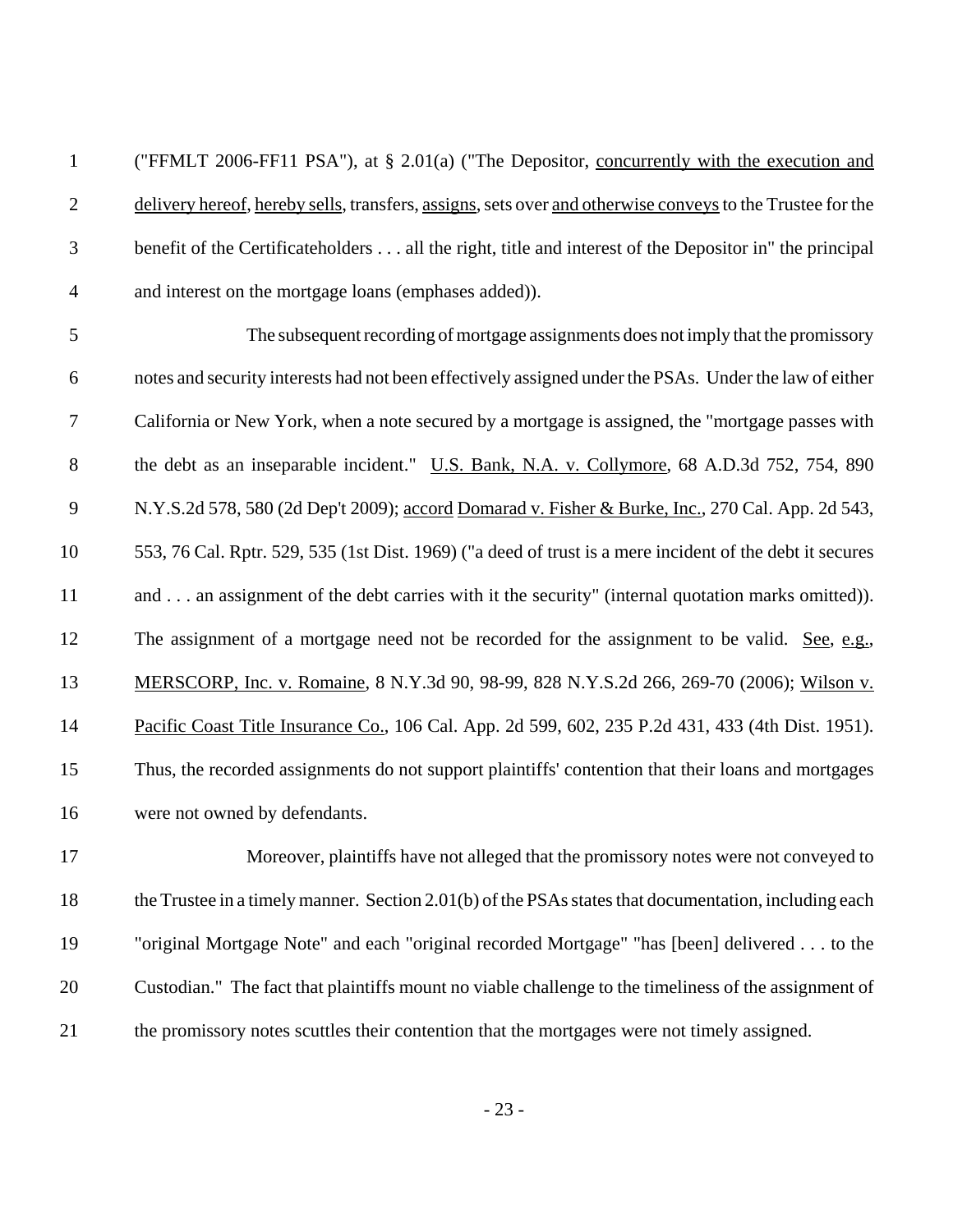("FFMLT 2006-FF11 PSA"), at § 2.01(a) ("The Depositor, <u>concurrently with the execution and delivery hereof</u>, <u>hereby sells</u>, transfers, <u>assigns</u>, sets over <u>and otherwise conveys</u> to the Trustee for the benefit of the Certificateholders . . . all the right, title and interest of the Depositor in" the principal and interest on the mortgage loans (emphases added)).

The subsequent recording of mortgage assignments does not imply that the promissory notes and security interests had not been effectively assigned under the PSAs. Under the law of either California or New York, when a note secured by a mortgage is assigned, the "mortgage passes with the debt as an inseparable incident." <u>U.S. Bank, N.A. v. Collymore</u>, 68 A.D.3d 752, 754, 890 N.Y.S.2d 578, 580 (2d Dep't 2009); <u>accord</u> <u>Domarad v. Fisher & Burke, Inc.</u>, 270 Cal. App. 2d 543, 553, 76 Cal. Rptr. 529, 535 (1st Dist. 1969) ("a deed of trust is a mere incident of the debt it secures and . . . an assignment of the debt carries with it the security" (internal quotation marks omitted)). The assignment of a mortgage need not be recorded for the assignment to be valid. <u>See</u>, <u>e.g.</u>, <u>MERSCORP, Inc. v. Romaine</u>, 8 N.Y.3d 90, 98-99, 828 N.Y.S.2d 266, 269-70 (2006); <u>Wilson v. Pacific Coast Title Insurance Co.</u>, 106 Cal. App. 2d 599, 602, 235 P.2d 431, 433 (4th Dist. 1951). Thus, the recorded assignments do not support plaintiffs' contention that their loans and mortgages were not owned by defendants.

Moreover, plaintiffs have not alleged that the promissory notes were not conveyed to the Trustee in a timely manner. Section 2.01(b) of the PSAs states that documentation, including each "original Mortgage Note" and each "original recorded Mortgage" "has [been] delivered . . . to the Custodian." The fact that plaintiffs mount no viable challenge to the timeliness of the assignment of the promissory notes scuttles their contention that the mortgages were not timely assigned.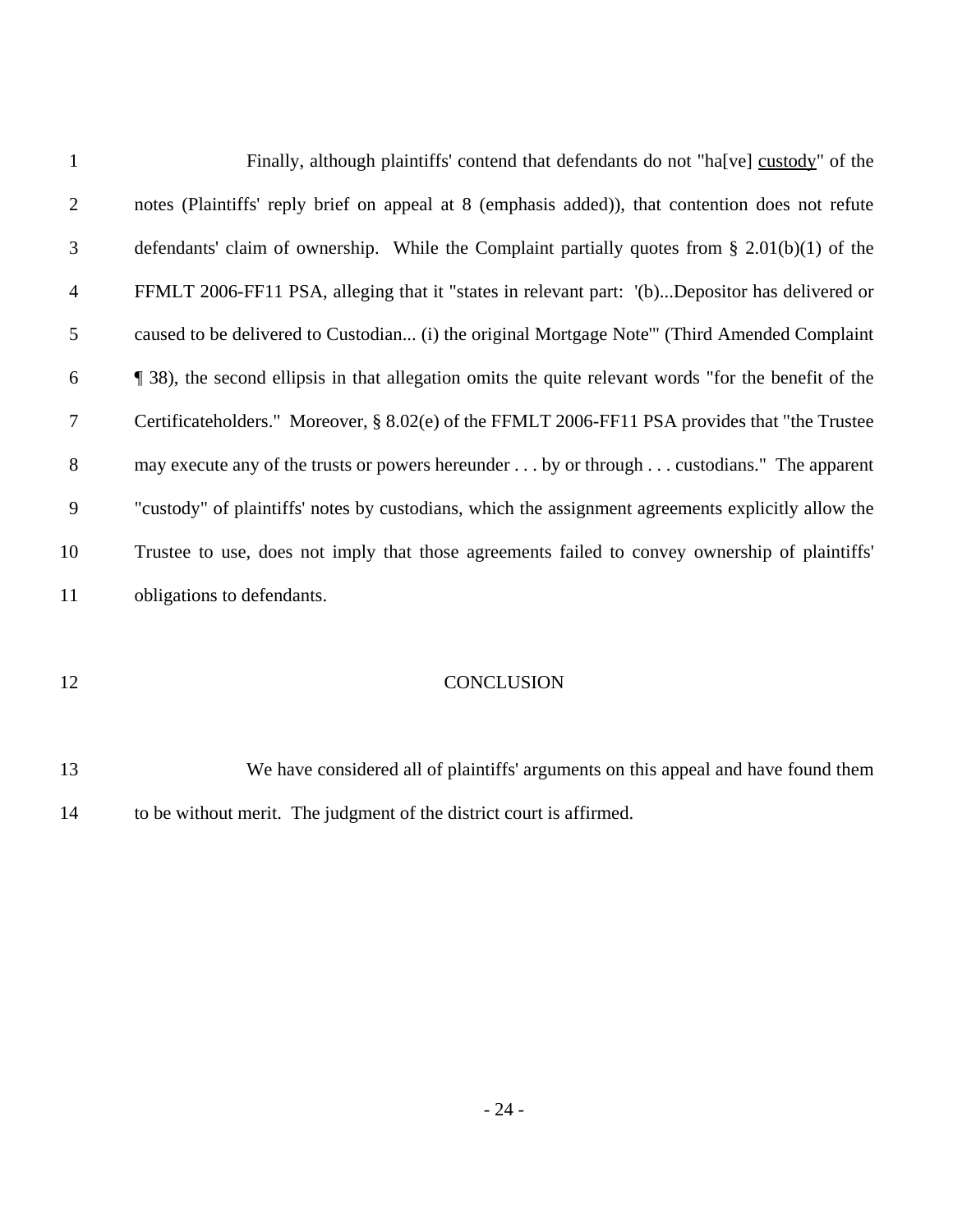Finally, although plaintiffs' contend that defendants do not "ha[ve] <u>custody</u>" of the notes (Plaintiffs' reply brief on appeal at 8 (emphasis added)), that contention does not refute defendants' claim of ownership. While the Complaint partially quotes from § 2.01(b)(1) of the FFMLT 2006-FF11 PSA, alleging that it "states in relevant part: '(b)...Depositor has delivered or caused to be delivered to Custodian... (i) the original Mortgage Note'" (Third Amended Complaint ¶ 38), the second ellipsis in that allegation omits the quite relevant words "for the benefit of the Certificateholders." Moreover, § 8.02(e) of the FFMLT 2006-FF11 PSA provides that "the Trustee may execute any of the trusts or powers hereunder . . . by or through . . . custodians." The apparent "custody" of plaintiffs' notes by custodians, which the assignment agreements explicitly allow the Trustee to use, does not imply that those agreements failed to convey ownership of plaintiffs' obligations to defendants.

## CONCLUSION

We have considered all of plaintiffs' arguments on this appeal and have found them to be without merit. The judgment of the district court is affirmed.